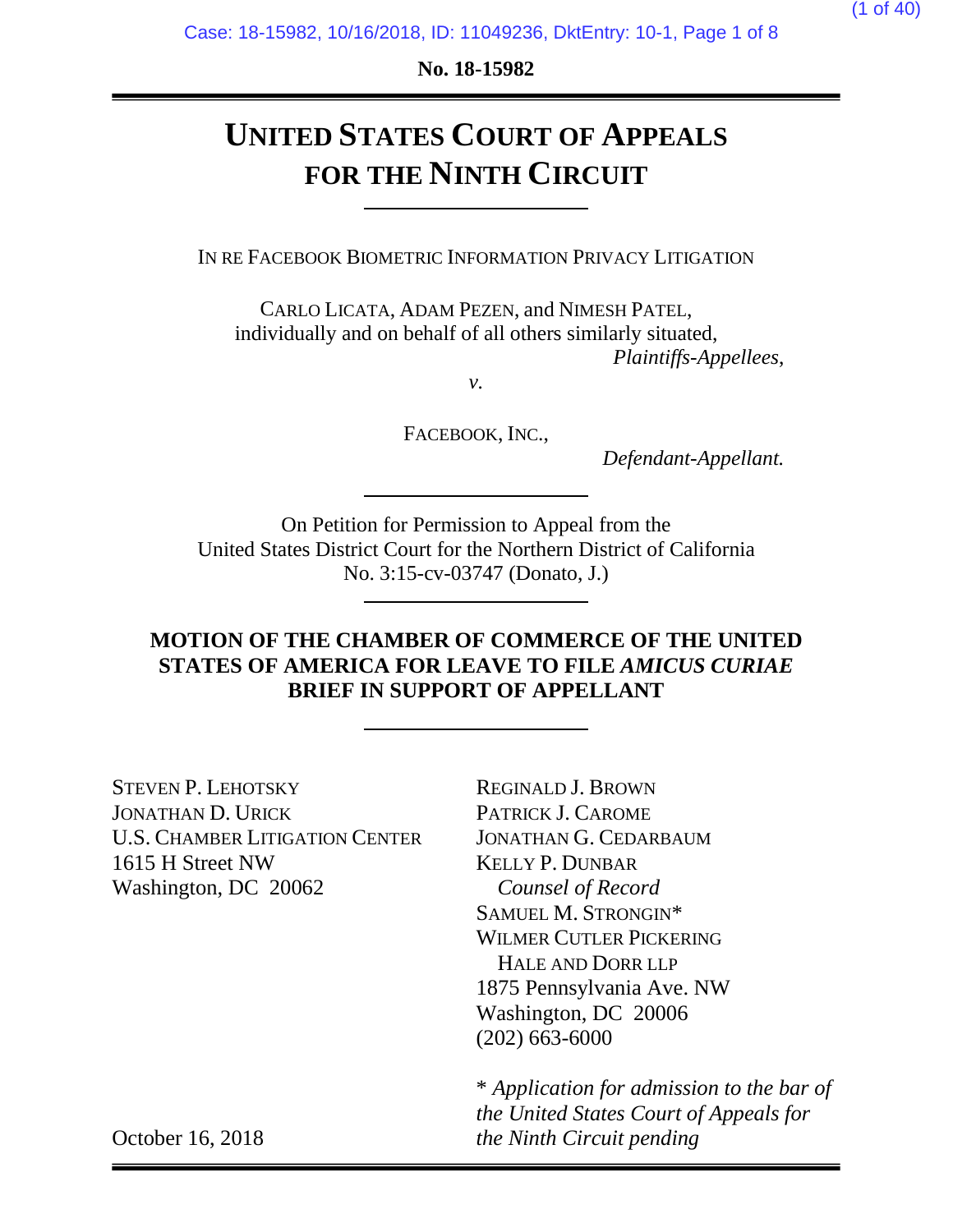No. 18-15982

# UNITED STATES COURT OF APPEALS FOR THE NINTH CIRCUIT

IN RE FACEBOOK BIOMETRIC INFORMATION PRIVACY LITIGATION

CARLO LICATA, ADAM PEZEN, and NIMESH PATEL,
individually and on behalf of all others similarly situated,
*Plaintiffs-Appellees*,

*v.*

FACEBOOK, INC.,
*Defendant-Appellant.*

On Petition for Permission to Appeal from the
United States District Court for the Northern District of California
No. 3:15-cv-03747 (Donato, J.)

## MOTION OF THE CHAMBER OF COMMERCE OF THE UNITED STATES OF AMERICA FOR LEAVE TO FILE *AMICUS CURIAE* BRIEF IN SUPPORT OF APPELLANT

STEVEN P. LEHOTSKY
JONATHAN D. URICK
U.S. CHAMBER LITIGATION CENTER
1615 H Street NW
Washington, DC 20062

REGINALD J. BROWN
PATRICK J. CAROME
JONATHAN G. CEDARBAUM
KELLY P. DUNBAR
*Counsel of Record*
SAMUEL M. STRONGIN*
WILMER CUTLER PICKERING
HALE AND DORR LLP
1875 Pennsylvania Ave. NW
Washington, DC 20006
(202) 663-6000

\* *Application for admission to the bar of the United States Court of Appeals for the Ninth Circuit pending*

October 16, 2018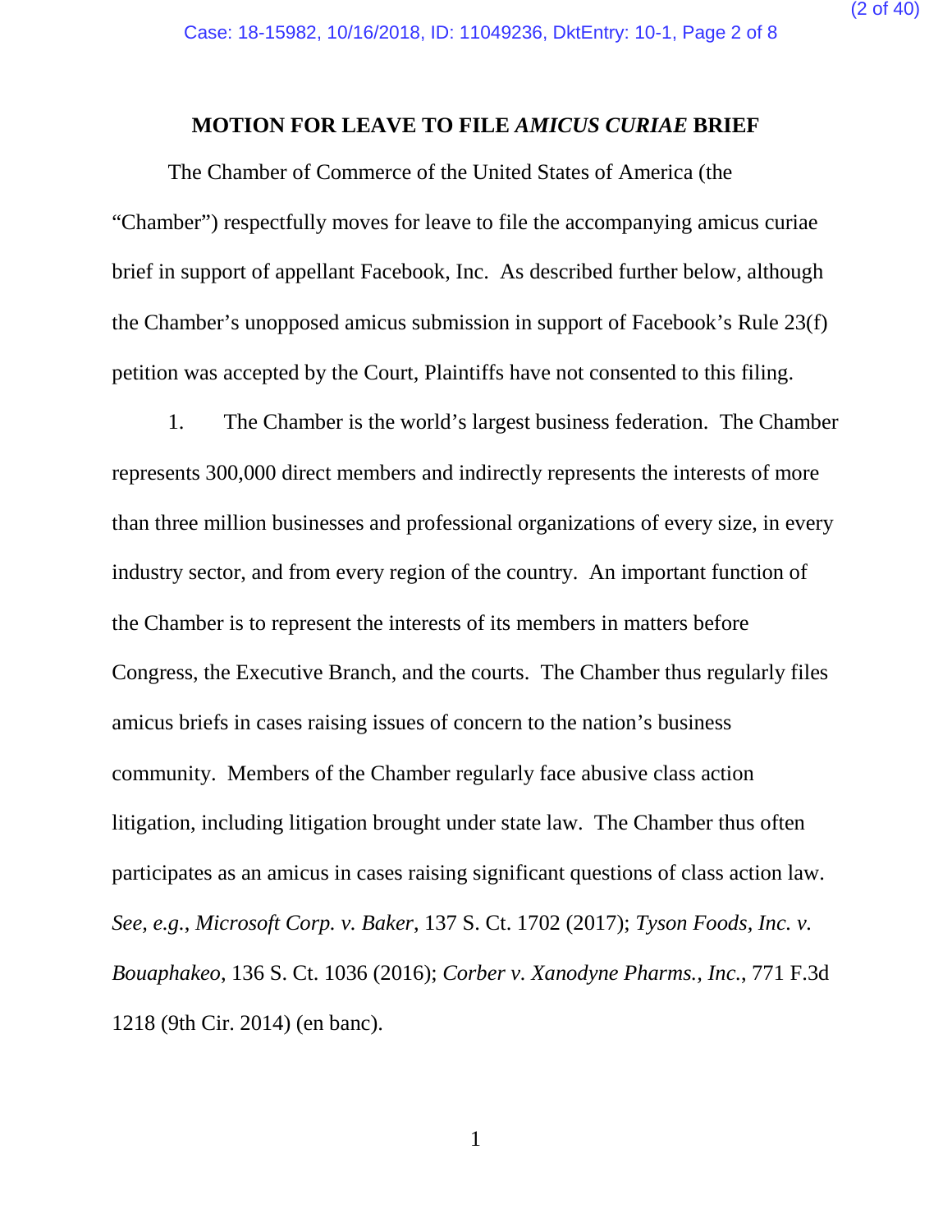## MOTION FOR LEAVE TO FILE *AMICUS CURIAE* BRIEF

The Chamber of Commerce of the United States of America (the "Chamber") respectfully moves for leave to file the accompanying amicus curiae brief in support of appellant Facebook, Inc. As described further below, although the Chamber's unopposed amicus submission in support of Facebook's Rule 23(f) petition was accepted by the Court, Plaintiffs have not consented to this filing.

1. The Chamber is the world's largest business federation. The Chamber represents 300,000 direct members and indirectly represents the interests of more than three million businesses and professional organizations of every size, in every industry sector, and from every region of the country. An important function of the Chamber is to represent the interests of its members in matters before Congress, the Executive Branch, and the courts. The Chamber thus regularly files amicus briefs in cases raising issues of concern to the nation's business community. Members of the Chamber regularly face abusive class action litigation, including litigation brought under state law. The Chamber thus often participates as an amicus in cases raising significant questions of class action law. *See, e.g.*, *Microsoft Corp. v. Baker*, 137 S. Ct. 1702 (2017); *Tyson Foods, Inc. v. Bouaphakeo*, 136 S. Ct. 1036 (2016); *Corber v. Xanodyne Pharms., Inc.*, 771 F.3d 1218 (9th Cir. 2014) (en banc).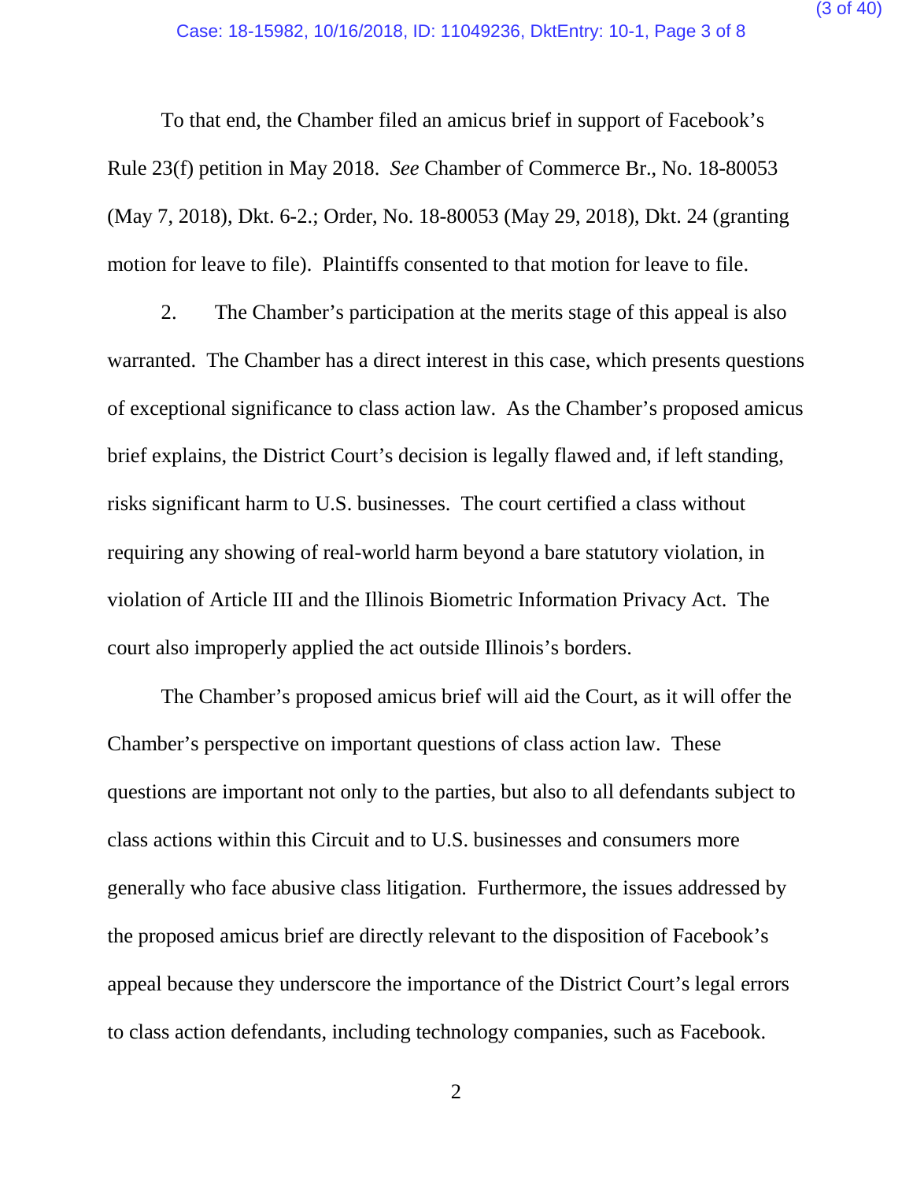To that end, the Chamber filed an amicus brief in support of Facebook's Rule 23(f) petition in May 2018. *See* Chamber of Commerce Br., No. 18-80053 (May 7, 2018), Dkt. 6-2.; Order, No. 18-80053 (May 29, 2018), Dkt. 24 (granting motion for leave to file). Plaintiffs consented to that motion for leave to file.

2. The Chamber's participation at the merits stage of this appeal is also warranted. The Chamber has a direct interest in this case, which presents questions of exceptional significance to class action law. As the Chamber's proposed amicus brief explains, the District Court's decision is legally flawed and, if left standing, risks significant harm to U.S. businesses. The court certified a class without requiring any showing of real-world harm beyond a bare statutory violation, in violation of Article III and the Illinois Biometric Information Privacy Act. The court also improperly applied the act outside Illinois's borders.

The Chamber's proposed amicus brief will aid the Court, as it will offer the Chamber's perspective on important questions of class action law. These questions are important not only to the parties, but also to all defendants subject to class actions within this Circuit and to U.S. businesses and consumers more generally who face abusive class litigation. Furthermore, the issues addressed by the proposed amicus brief are directly relevant to the disposition of Facebook's appeal because they underscore the importance of the District Court's legal errors to class action defendants, including technology companies, such as Facebook.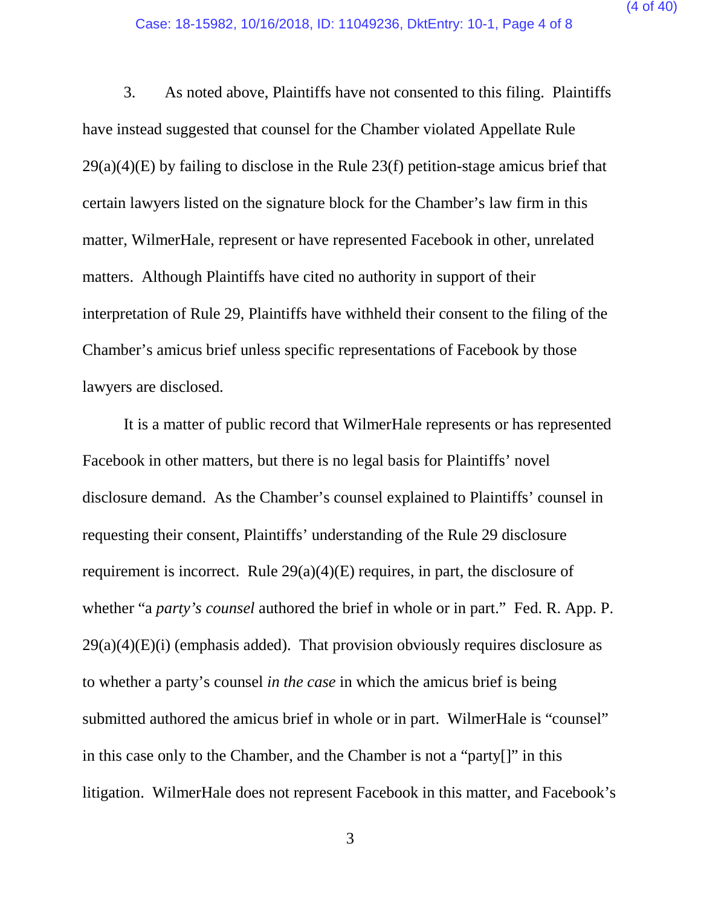3. As noted above, Plaintiffs have not consented to this filing. Plaintiffs have instead suggested that counsel for the Chamber violated Appellate Rule 29(a)(4)(E) by failing to disclose in the Rule 23(f) petition-stage amicus brief that certain lawyers listed on the signature block for the Chamber's law firm in this matter, WilmerHale, represent or have represented Facebook in other, unrelated matters. Although Plaintiffs have cited no authority in support of their interpretation of Rule 29, Plaintiffs have withheld their consent to the filing of the Chamber's amicus brief unless specific representations of Facebook by those lawyers are disclosed.

It is a matter of public record that WilmerHale represents or has represented Facebook in other matters, but there is no legal basis for Plaintiffs' novel disclosure demand. As the Chamber's counsel explained to Plaintiffs' counsel in requesting their consent, Plaintiffs' understanding of the Rule 29 disclosure requirement is incorrect. Rule 29(a)(4)(E) requires, in part, the disclosure of whether "a *party's counsel* authored the brief in whole or in part." Fed. R. App. P. 29(a)(4)(E)(i) (emphasis added). That provision obviously requires disclosure as to whether a party's counsel *in the case* in which the amicus brief is being submitted authored the amicus brief in whole or in part. WilmerHale is "counsel" in this case only to the Chamber, and the Chamber is not a "party[]" in this litigation. WilmerHale does not represent Facebook in this matter, and Facebook's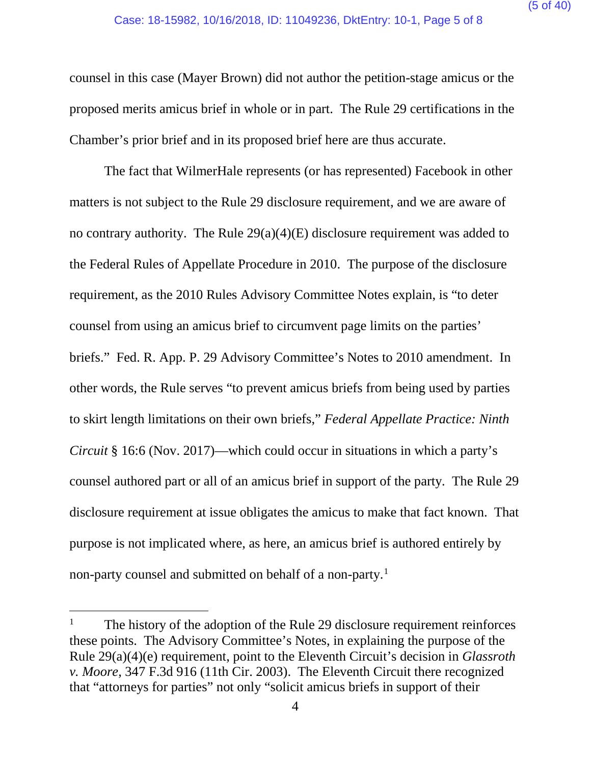counsel in this case (Mayer Brown) did not author the petition-stage amicus or the proposed merits amicus brief in whole or in part. The Rule 29 certifications in the Chamber's prior brief and in its proposed brief here are thus accurate.

The fact that WilmerHale represents (or has represented) Facebook in other matters is not subject to the Rule 29 disclosure requirement, and we are aware of no contrary authority. The Rule 29(a)(4)(E) disclosure requirement was added to the Federal Rules of Appellate Procedure in 2010. The purpose of the disclosure requirement, as the 2010 Rules Advisory Committee Notes explain, is "to deter counsel from using an amicus brief to circumvent page limits on the parties' briefs." Fed. R. App. P. 29 Advisory Committee's Notes to 2010 amendment. In other words, the Rule serves "to prevent amicus briefs from being used by parties to skirt length limitations on their own briefs," *Federal Appellate Practice: Ninth Circuit* § 16:6 (Nov. 2017)—which could occur in situations in which a party's counsel authored part or all of an amicus brief in support of the party. The Rule 29 disclosure requirement at issue obligates the amicus to make that fact known. That purpose is not implicated where, as here, an amicus brief is authored entirely by non-party counsel and submitted on behalf of a non-party.[1]

---

[1] The history of the adoption of the Rule 29 disclosure requirement reinforces these points. The Advisory Committee's Notes, in explaining the purpose of the Rule 29(a)(4)(e) requirement, point to the Eleventh Circuit's decision in *Glassroth v. Moore*, 347 F.3d 916 (11th Cir. 2003). The Eleventh Circuit there recognized that "attorneys for parties" not only "solicit amicus briefs in support of their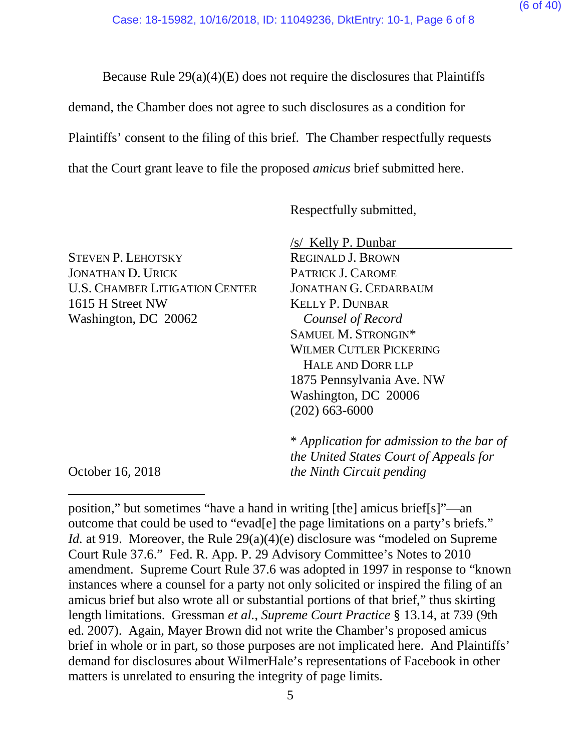Because Rule 29(a)(4)(E) does not require the disclosures that Plaintiffs demand, the Chamber does not agree to such disclosures as a condition for Plaintiffs' consent to the filing of this brief. The Chamber respectfully requests that the Court grant leave to file the proposed *amicus* brief submitted here.

Respectfully submitted,

/s/ Kelly P. Dunbar

STEVEN P. LEHOTSKY
JONATHAN D. URICK
U.S. CHAMBER LITIGATION CENTER
1615 H Street NW
Washington, DC 20062

REGINALD J. BROWN
PATRICK J. CAROME
JONATHAN G. CEDARBAUM
KELLY P. DUNBAR
*Counsel of Record*
SAMUEL M. STRONGIN*
WILMER CUTLER PICKERING
HALE AND DORR LLP
1875 Pennsylvania Ave. NW
Washington, DC 20006
(202) 663-6000

\* *Application for admission to the bar of the United States Court of Appeals for the Ninth Circuit pending*

October 16, 2018

---

position," but sometimes "have a hand in writing [the] amicus brief[s]"—an outcome that could be used to "evad[e] the page limitations on a party's briefs." *Id.* at 919. Moreover, the Rule 29(a)(4)(e) disclosure was "modeled on Supreme Court Rule 37.6." Fed. R. App. P. 29 Advisory Committee's Notes to 2010 amendment. Supreme Court Rule 37.6 was adopted in 1997 in response to "known instances where a counsel for a party not only solicited or inspired the filing of an amicus brief but also wrote all or substantial portions of that brief," thus skirting length limitations. Gressman *et al.*, *Supreme Court Practice* § 13.14, at 739 (9th ed. 2007). Again, Mayer Brown did not write the Chamber's proposed amicus brief in whole or in part, so those purposes are not implicated here. And Plaintiffs' demand for disclosures about WilmerHale's representations of Facebook in other matters is unrelated to ensuring the integrity of page limits.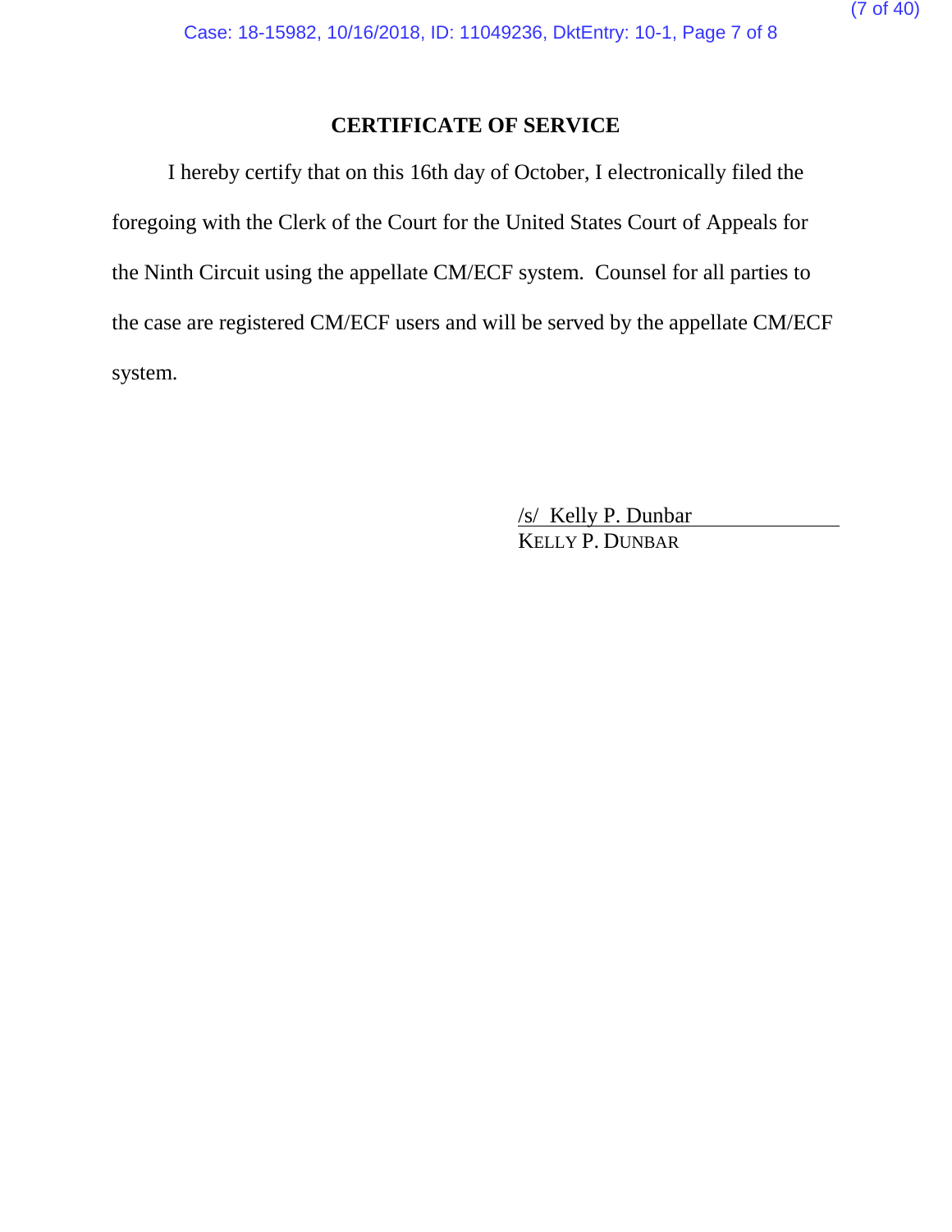## CERTIFICATE OF SERVICE

I hereby certify that on this 16th day of October, I electronically filed the foregoing with the Clerk of the Court for the United States Court of Appeals for the Ninth Circuit using the appellate CM/ECF system. Counsel for all parties to the case are registered CM/ECF users and will be served by the appellate CM/ECF system.

/s/ Kelly P. Dunbar
KELLY P. DUNBAR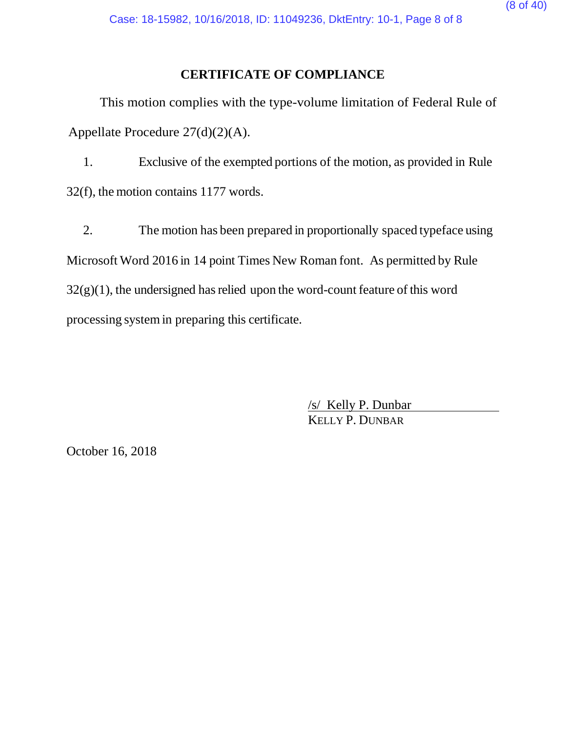## CERTIFICATE OF COMPLIANCE

This motion complies with the type-volume limitation of Federal Rule of Appellate Procedure 27(d)(2)(A).

1. Exclusive of the exempted portions of the motion, as provided in Rule 32(f), the motion contains 1177 words.

2. The motion has been prepared in proportionally spaced typeface using Microsoft Word 2016 in 14 point Times New Roman font. As permitted by Rule 32(g)(1), the undersigned has relied upon the word-count feature of this word processing system in preparing this certificate.

/s/ Kelly P. Dunbar
KELLY P. DUNBAR

October 16, 2018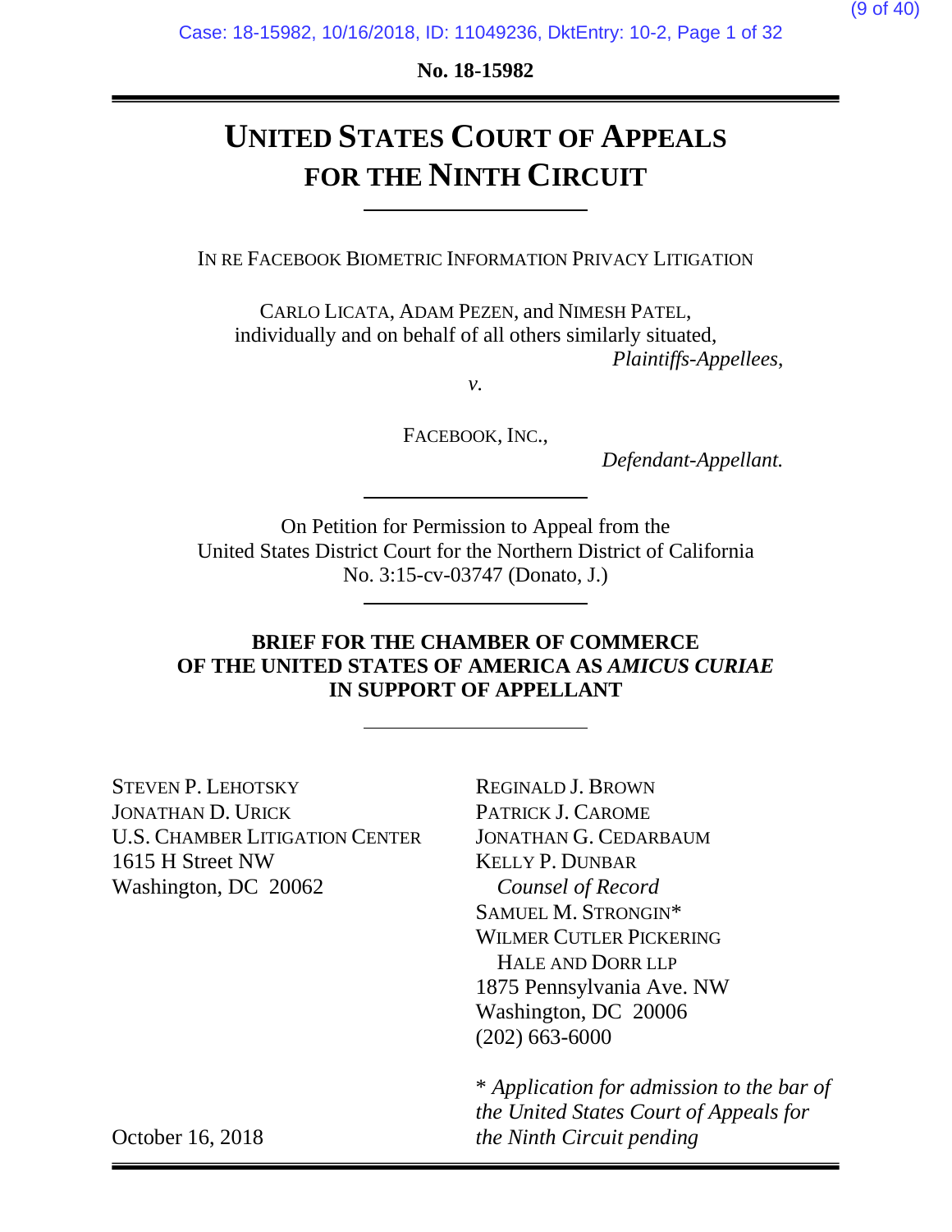No. 18-15982

# UNITED STATES COURT OF APPEALS FOR THE NINTH CIRCUIT

IN RE FACEBOOK BIOMETRIC INFORMATION PRIVACY LITIGATION

CARLO LICATA, ADAM PEZEN, and NIMESH PATEL, individually and on behalf of all others similarly situated,
*Plaintiffs-Appellees*,

*v.*

FACEBOOK, INC.,
*Defendant-Appellant.*

On Petition for Permission to Appeal from the United States District Court for the Northern District of California
No. 3:15-cv-03747 (Donato, J.)

**BRIEF FOR THE CHAMBER OF COMMERCE OF THE UNITED STATES OF AMERICA AS *AMICUS CURIAE* IN SUPPORT OF APPELLANT**

STEVEN P. LEHOTSKY
JONATHAN D. URICK
U.S. CHAMBER LITIGATION CENTER
1615 H Street NW
Washington, DC 20062

REGINALD J. BROWN
PATRICK J. CAROME
JONATHAN G. CEDARBAUM
KELLY P. DUNBAR
*Counsel of Record*
SAMUEL M. STRONGIN*
WILMER CUTLER PICKERING HALE AND DORR LLP
1875 Pennsylvania Ave. NW
Washington, DC 20006
(202) 663-6000

\* *Application for admission to the bar of the United States Court of Appeals for the Ninth Circuit pending*

October 16, 2018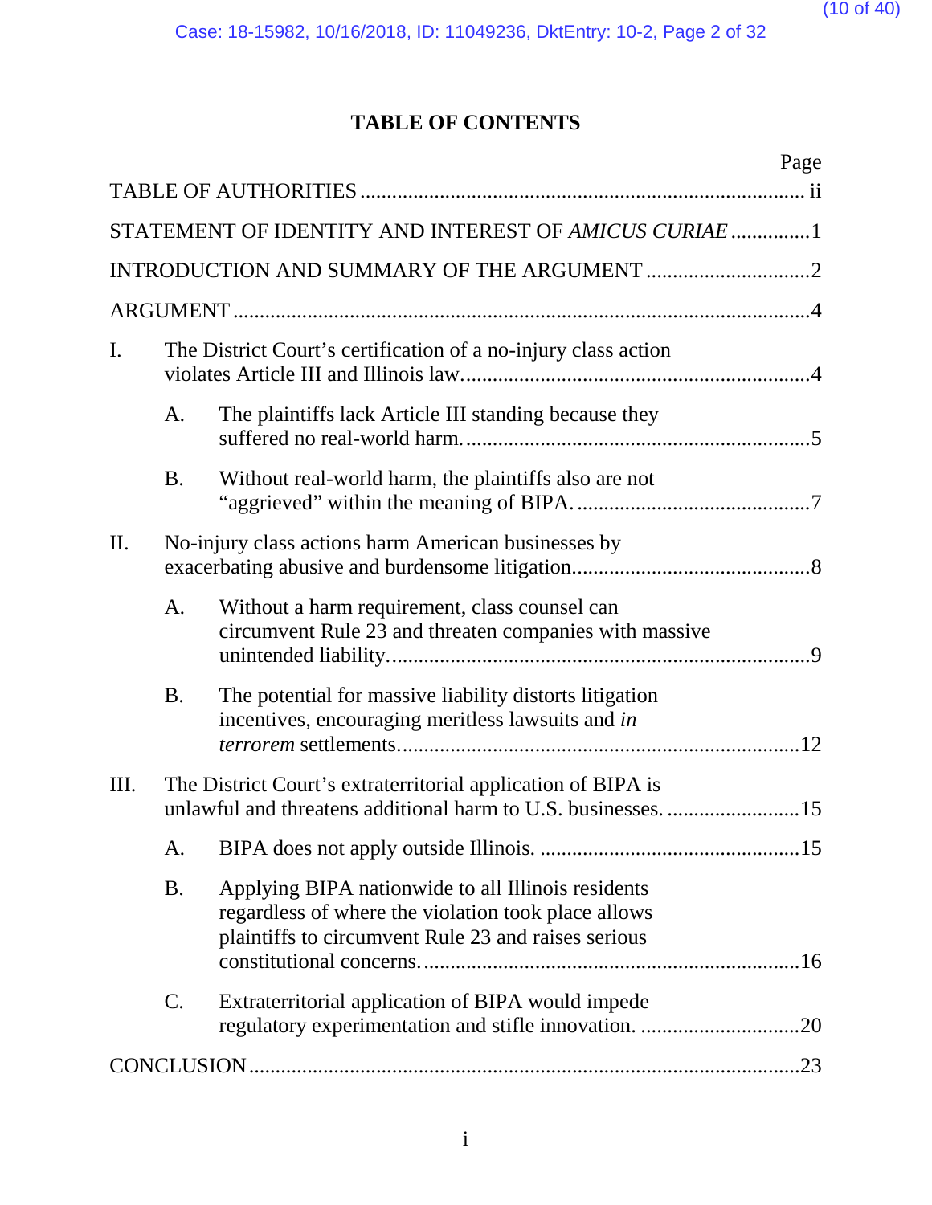# TABLE OF CONTENTS

| | Page |
|---|---|
| TABLE OF AUTHORITIES | ii |
| STATEMENT OF IDENTITY AND INTEREST OF *AMICUS CURIAE* | 1 |
| INTRODUCTION AND SUMMARY OF THE ARGUMENT | 2 |
| ARGUMENT | 4 |
| I. The District Court's certification of a no-injury class action violates Article III and Illinois law. | 4 |
| A. The plaintiffs lack Article III standing because they suffered no real-world harm. | 5 |
| B. Without real-world harm, the plaintiffs also are not "aggrieved" within the meaning of BIPA. | 7 |
| II. No-injury class actions harm American businesses by exacerbating abusive and burdensome litigation | 8 |
| A. Without a harm requirement, class counsel can circumvent Rule 23 and threaten companies with massive unintended liability. | 9 |
| B. The potential for massive liability distorts litigation incentives, encouraging meritless lawsuits and *in terrorem* settlements. | 12 |
| III. The District Court's extraterritorial application of BIPA is unlawful and threatens additional harm to U.S. businesses. | 15 |
| A. BIPA does not apply outside Illinois. | 15 |
| B. Applying BIPA nationwide to all Illinois residents regardless of where the violation took place allows plaintiffs to circumvent Rule 23 and raises serious constitutional concerns. | 16 |
| C. Extraterritorial application of BIPA would impede regulatory experimentation and stifle innovation. | 20 |
| CONCLUSION | 23 |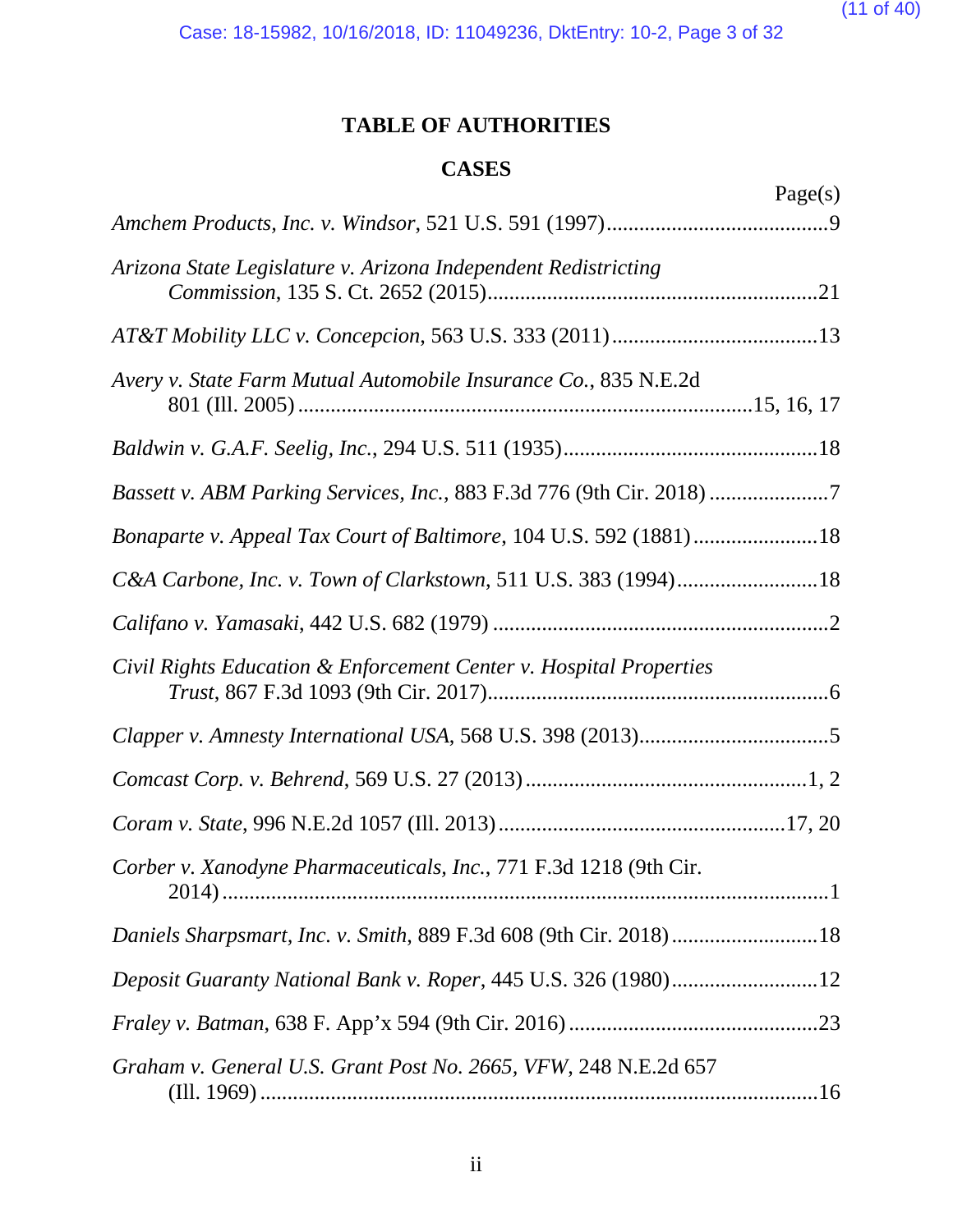# TABLE OF AUTHORITIES

## CASES

Page(s)

*Amchem Products, Inc. v. Windsor*, 521 U.S. 591 (1997)....................................9

*Arizona State Legislature v. Arizona Independent Redistricting Commission*, 135 S. Ct. 2652 (2015)....................................21

*AT&T Mobility LLC v. Concepcion*, 563 U.S. 333 (2011)....................................13

*Avery v. State Farm Mutual Automobile Insurance Co.*, 835 N.E.2d 801 (Ill. 2005)....................................15, 16, 17

*Baldwin v. G.A.F. Seelig, Inc.*, 294 U.S. 511 (1935)....................................18

*Bassett v. ABM Parking Services, Inc.*, 883 F.3d 776 (9th Cir. 2018)....................................7

*Bonaparte v. Appeal Tax Court of Baltimore*, 104 U.S. 592 (1881)....................................18

*C&A Carbone, Inc. v. Town of Clarkstown*, 511 U.S. 383 (1994)....................................18

*Califano v. Yamasaki*, 442 U.S. 682 (1979)....................................2

*Civil Rights Education & Enforcement Center v. Hospital Properties Trust*, 867 F.3d 1093 (9th Cir. 2017)....................................6

*Clapper v. Amnesty International USA*, 568 U.S. 398 (2013)....................................5

*Comcast Corp. v. Behrend*, 569 U.S. 27 (2013)....................................1, 2

*Coram v. State*, 996 N.E.2d 1057 (Ill. 2013)....................................17, 20

*Corber v. Xanodyne Pharmaceuticals, Inc.*, 771 F.3d 1218 (9th Cir. 2014)....................................1

*Daniels Sharpsmart, Inc. v. Smith*, 889 F.3d 608 (9th Cir. 2018)....................................18

*Deposit Guaranty National Bank v. Roper*, 445 U.S. 326 (1980)....................................12

*Fraley v. Batman*, 638 F. App'x 594 (9th Cir. 2016)....................................23

*Graham v. General U.S. Grant Post No. 2665, VFW*, 248 N.E.2d 657 (Ill. 1969)....................................16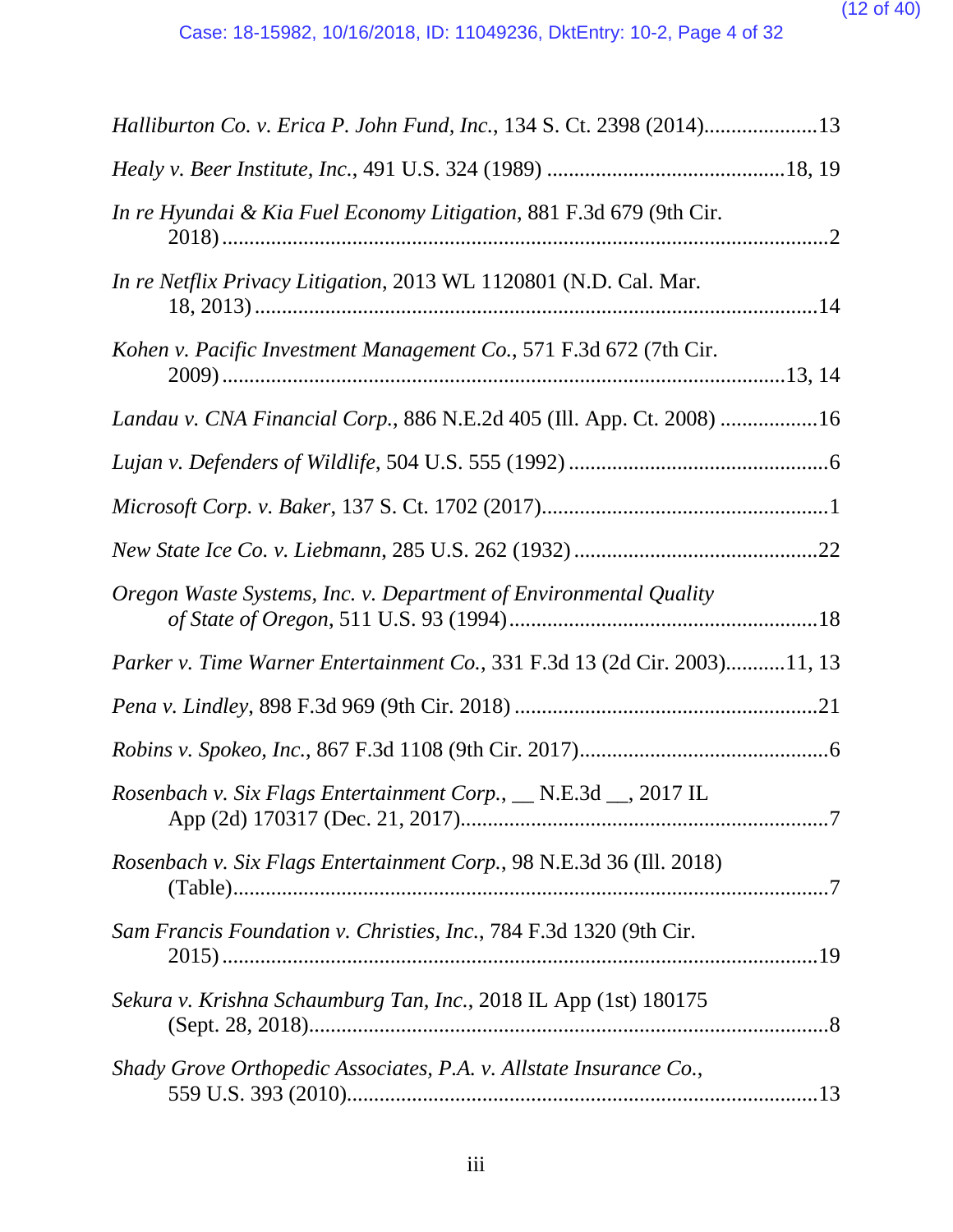*Halliburton Co. v. Erica P. John Fund, Inc.*, 134 S. Ct. 2398 (2014).....................13

*Healy v. Beer Institute, Inc.*, 491 U.S. 324 (1989) ............................................18, 19

*In re Hyundai & Kia Fuel Economy Litigation*, 881 F.3d 679 (9th Cir. 2018) ................................................................................................................2

*In re Netflix Privacy Litigation*, 2013 WL 1120801 (N.D. Cal. Mar. 18, 2013) ........................................................................................................14

*Kohen v. Pacific Investment Management Co.*, 571 F.3d 672 (7th Cir. 2009) ........................................................................................................13, 14

*Landau v. CNA Financial Corp.*, 886 N.E.2d 405 (Ill. App. Ct. 2008) ..................16

*Lujan v. Defenders of Wildlife*, 504 U.S. 555 (1992) ................................................6

*Microsoft Corp. v. Baker*, 137 S. Ct. 1702 (2017).....................................................1

*New State Ice Co. v. Liebmann*, 285 U.S. 262 (1932) .............................................22

*Oregon Waste Systems, Inc. v. Department of Environmental Quality of State of Oregon*, 511 U.S. 93 (1994).........................................................18

*Parker v. Time Warner Entertainment Co.*, 331 F.3d 13 (2d Cir. 2003)...........11, 13

*Pena v. Lindley*, 898 F.3d 969 (9th Cir. 2018) ........................................................21

*Robins v. Spokeo, Inc.*, 867 F.3d 1108 (9th Cir. 2017)..............................................6

*Rosenbach v. Six Flags Entertainment Corp.*, __ N.E.3d __, 2017 IL App (2d) 170317 (Dec. 21, 2017)....................................................................7

*Rosenbach v. Six Flags Entertainment Corp.*, 98 N.E.3d 36 (Ill. 2018) (Table).............................................................................................................7

*Sam Francis Foundation v. Christies, Inc.*, 784 F.3d 1320 (9th Cir. 2015) ............................................................................................................19

*Sekura v. Krishna Schaumburg Tan, Inc.*, 2018 IL App (1st) 180175 (Sept. 28, 2018)...............................................................................................8

*Shady Grove Orthopedic Associates, P.A. v. Allstate Insurance Co.*, 559 U.S. 393 (2010)......................................................................................13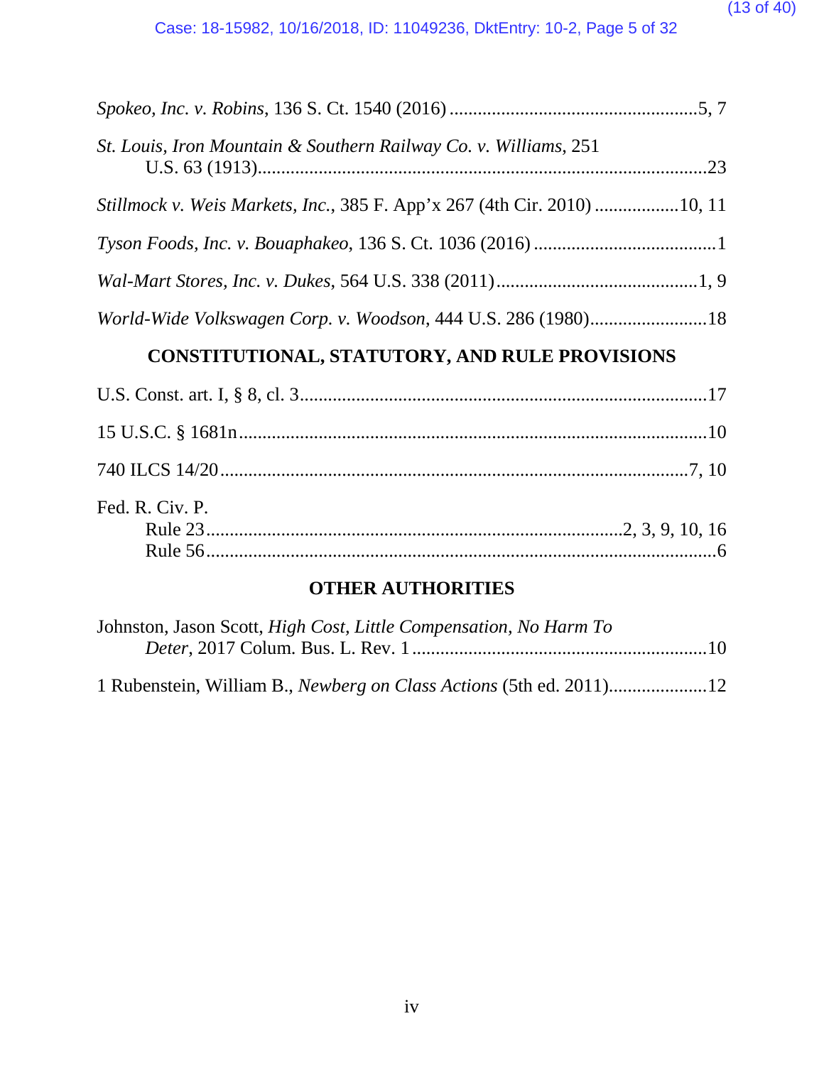*Spokeo, Inc. v. Robins*, 136 S. Ct. 1540 (2016) .....................................................5, 7

*St. Louis, Iron Mountain & Southern Railway Co. v. Williams*, 251 U.S. 63 (1913)...............................................................................................23

*Stillmock v. Weis Markets, Inc.*, 385 F. App'x 267 (4th Cir. 2010) ..................10, 11

*Tyson Foods, Inc. v. Bouaphakeo*, 136 S. Ct. 1036 (2016) .......................................1

*Wal-Mart Stores, Inc. v. Dukes*, 564 U.S. 338 (2011)...........................................1, 9

*World-Wide Volkswagen Corp. v. Woodson*, 444 U.S. 286 (1980).........................18

## CONSTITUTIONAL, STATUTORY, AND RULE PROVISIONS

U.S. Const. art. I, § 8, cl. 3......................................................................................17

15 U.S.C. § 1681n....................................................................................................10

740 ILCS 14/20....................................................................................................7, 10

Fed. R. Civ. P.
Rule 23........................................................................................2, 3, 9, 10, 16
Rule 56.............................................................................................................6

## OTHER AUTHORITIES

Johnston, Jason Scott, *High Cost, Little Compensation, No Harm To Deter*, 2017 Colum. Bus. L. Rev. 1 ...............................................................10

1 Rubenstein, William B., *Newberg on Class Actions* (5th ed. 2011).....................12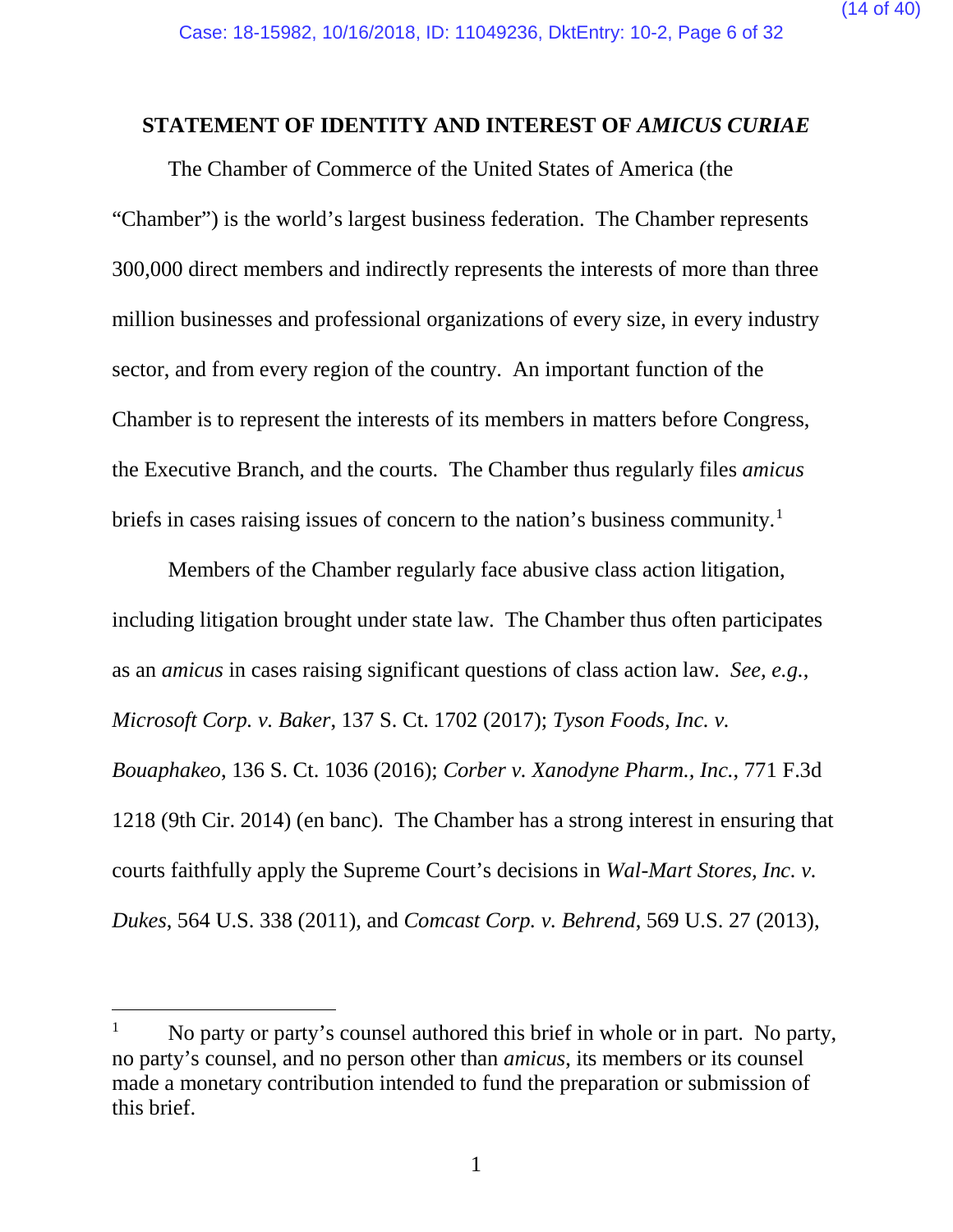## STATEMENT OF IDENTITY AND INTEREST OF *AMICUS CURIAE*

The Chamber of Commerce of the United States of America (the "Chamber") is the world's largest business federation. The Chamber represents 300,000 direct members and indirectly represents the interests of more than three million businesses and professional organizations of every size, in every industry sector, and from every region of the country. An important function of the Chamber is to represent the interests of its members in matters before Congress, the Executive Branch, and the courts. The Chamber thus regularly files *amicus* briefs in cases raising issues of concern to the nation's business community.[1]

Members of the Chamber regularly face abusive class action litigation, including litigation brought under state law. The Chamber thus often participates as an *amicus* in cases raising significant questions of class action law. *See, e.g.*, *Microsoft Corp. v. Baker*, 137 S. Ct. 1702 (2017); *Tyson Foods, Inc. v. Bouaphakeo*, 136 S. Ct. 1036 (2016); *Corber v. Xanodyne Pharm., Inc.*, 771 F.3d 1218 (9th Cir. 2014) (en banc). The Chamber has a strong interest in ensuring that courts faithfully apply the Supreme Court's decisions in *Wal-Mart Stores, Inc. v. Dukes*, 564 U.S. 338 (2011), and *Comcast Corp. v. Behrend*, 569 U.S. 27 (2013),

---

[1] No party or party's counsel authored this brief in whole or in part. No party, no party's counsel, and no person other than *amicus*, its members or its counsel made a monetary contribution intended to fund the preparation or submission of this brief.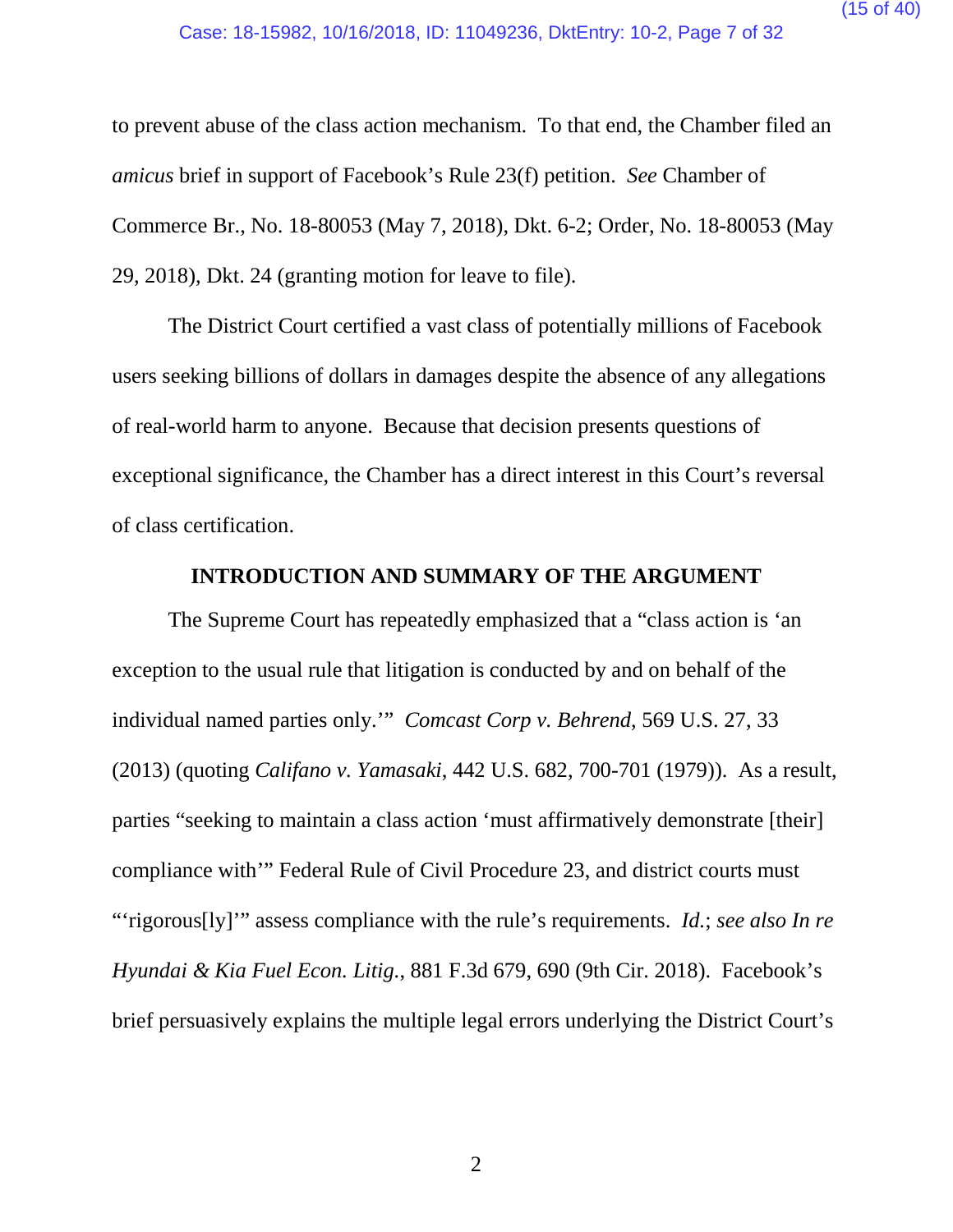to prevent abuse of the class action mechanism. To that end, the Chamber filed an *amicus* brief in support of Facebook's Rule 23(f) petition. *See* Chamber of Commerce Br., No. 18-80053 (May 7, 2018), Dkt. 6-2; Order, No. 18-80053 (May 29, 2018), Dkt. 24 (granting motion for leave to file).

The District Court certified a vast class of potentially millions of Facebook users seeking billions of dollars in damages despite the absence of any allegations of real-world harm to anyone. Because that decision presents questions of exceptional significance, the Chamber has a direct interest in this Court's reversal of class certification.

## INTRODUCTION AND SUMMARY OF THE ARGUMENT

The Supreme Court has repeatedly emphasized that a "class action is 'an exception to the usual rule that litigation is conducted by and on behalf of the individual named parties only.'" *Comcast Corp v. Behrend*, 569 U.S. 27, 33 (2013) (quoting *Califano v. Yamasaki*, 442 U.S. 682, 700-701 (1979)). As a result, parties "seeking to maintain a class action 'must affirmatively demonstrate [their] compliance with'" Federal Rule of Civil Procedure 23, and district courts must "'rigorous[ly]'" assess compliance with the rule's requirements. *Id.*; *see also In re Hyundai & Kia Fuel Econ. Litig.*, 881 F.3d 679, 690 (9th Cir. 2018). Facebook's brief persuasively explains the multiple legal errors underlying the District Court's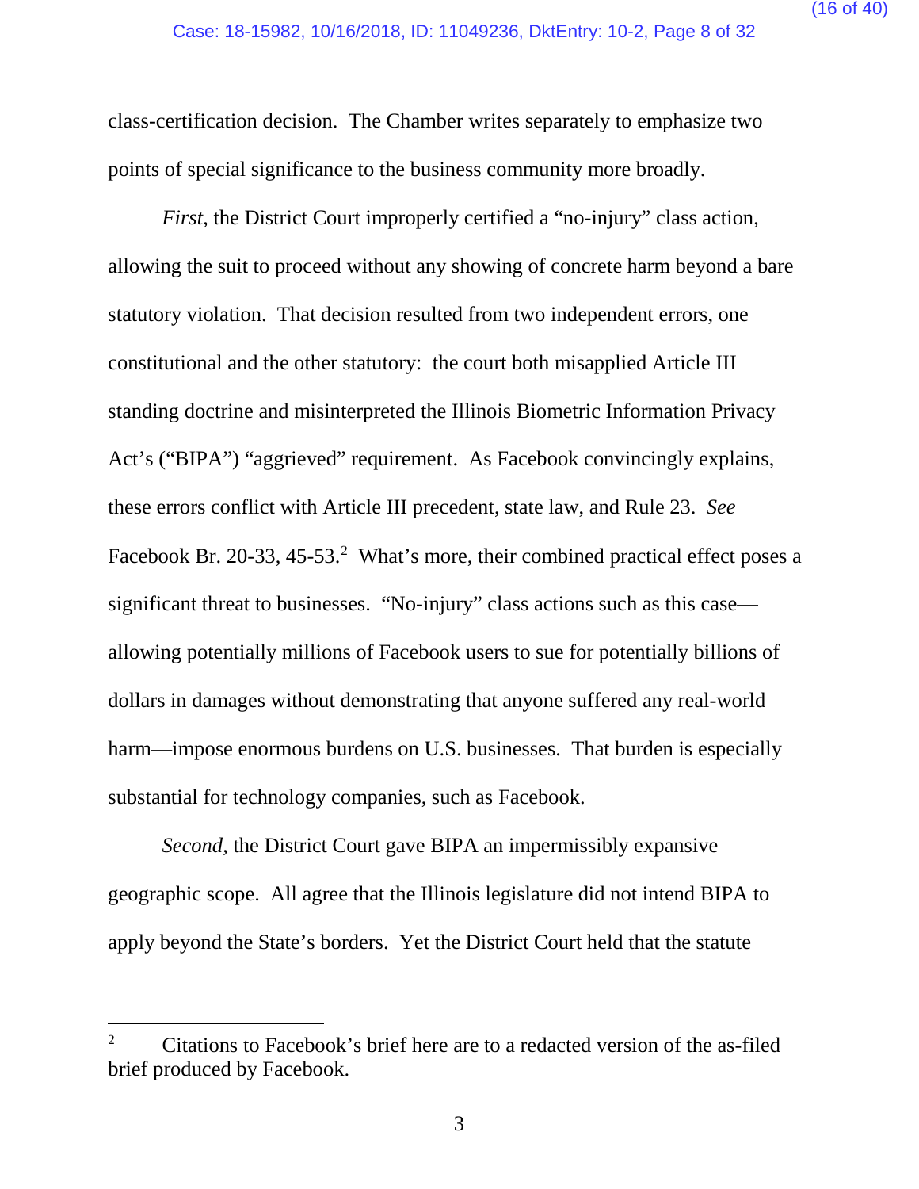class-certification decision. The Chamber writes separately to emphasize two points of special significance to the business community more broadly.

*First*, the District Court improperly certified a "no-injury" class action, allowing the suit to proceed without any showing of concrete harm beyond a bare statutory violation. That decision resulted from two independent errors, one constitutional and the other statutory: the court both misapplied Article III standing doctrine and misinterpreted the Illinois Biometric Information Privacy Act's ("BIPA") "aggrieved" requirement. As Facebook convincingly explains, these errors conflict with Article III precedent, state law, and Rule 23. *See* Facebook Br. 20-33, 45-53.[2] What's more, their combined practical effect poses a significant threat to businesses. "No-injury" class actions such as this case—allowing potentially millions of Facebook users to sue for potentially billions of dollars in damages without demonstrating that anyone suffered any real-world harm—impose enormous burdens on U.S. businesses. That burden is especially substantial for technology companies, such as Facebook.

*Second*, the District Court gave BIPA an impermissibly expansive geographic scope. All agree that the Illinois legislature did not intend BIPA to apply beyond the State's borders. Yet the District Court held that the statute

---

[2] Citations to Facebook's brief here are to a redacted version of the as-filed brief produced by Facebook.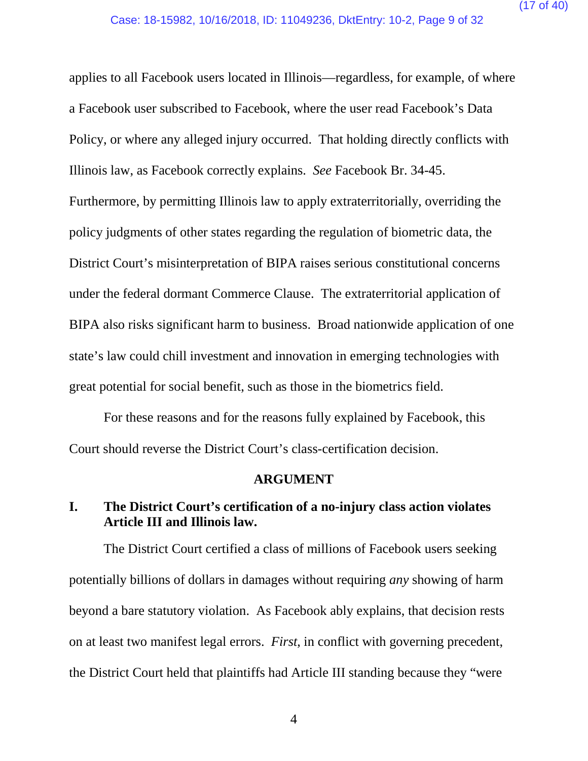applies to all Facebook users located in Illinois—regardless, for example, of where a Facebook user subscribed to Facebook, where the user read Facebook's Data Policy, or where any alleged injury occurred. That holding directly conflicts with Illinois law, as Facebook correctly explains. *See* Facebook Br. 34-45. Furthermore, by permitting Illinois law to apply extraterritorially, overriding the policy judgments of other states regarding the regulation of biometric data, the District Court's misinterpretation of BIPA raises serious constitutional concerns under the federal dormant Commerce Clause. The extraterritorial application of BIPA also risks significant harm to business. Broad nationwide application of one state's law could chill investment and innovation in emerging technologies with great potential for social benefit, such as those in the biometrics field.

For these reasons and for the reasons fully explained by Facebook, this Court should reverse the District Court's class-certification decision.

## ARGUMENT

### I. The District Court's certification of a no-injury class action violates Article III and Illinois law.

The District Court certified a class of millions of Facebook users seeking potentially billions of dollars in damages without requiring *any* showing of harm beyond a bare statutory violation. As Facebook ably explains, that decision rests on at least two manifest legal errors. *First*, in conflict with governing precedent, the District Court held that plaintiffs had Article III standing because they "were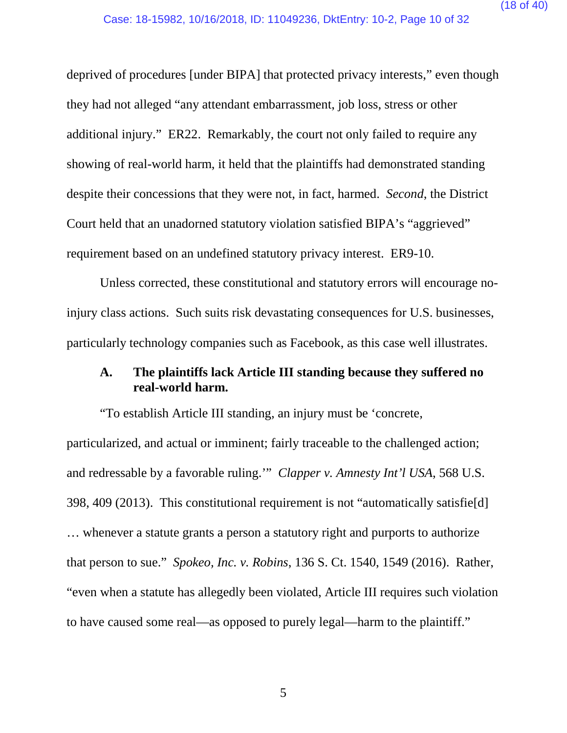deprived of procedures [under BIPA] that protected privacy interests," even though they had not alleged "any attendant embarrassment, job loss, stress or other additional injury." ER22. Remarkably, the court not only failed to require any showing of real-world harm, it held that the plaintiffs had demonstrated standing despite their concessions that they were not, in fact, harmed. *Second*, the District Court held that an unadorned statutory violation satisfied BIPA's "aggrieved" requirement based on an undefined statutory privacy interest. ER9-10.

Unless corrected, these constitutional and statutory errors will encourage no-injury class actions. Such suits risk devastating consequences for U.S. businesses, particularly technology companies such as Facebook, as this case well illustrates.

### A. The plaintiffs lack Article III standing because they suffered no real-world harm.

"To establish Article III standing, an injury must be 'concrete, particularized, and actual or imminent; fairly traceable to the challenged action; and redressable by a favorable ruling.'" *Clapper v. Amnesty Int'l USA*, 568 U.S. 398, 409 (2013). This constitutional requirement is not "automatically satisfie[d] … whenever a statute grants a person a statutory right and purports to authorize that person to sue." *Spokeo, Inc. v. Robins*, 136 S. Ct. 1540, 1549 (2016). Rather, "even when a statute has allegedly been violated, Article III requires such violation to have caused some real—as opposed to purely legal—harm to the plaintiff."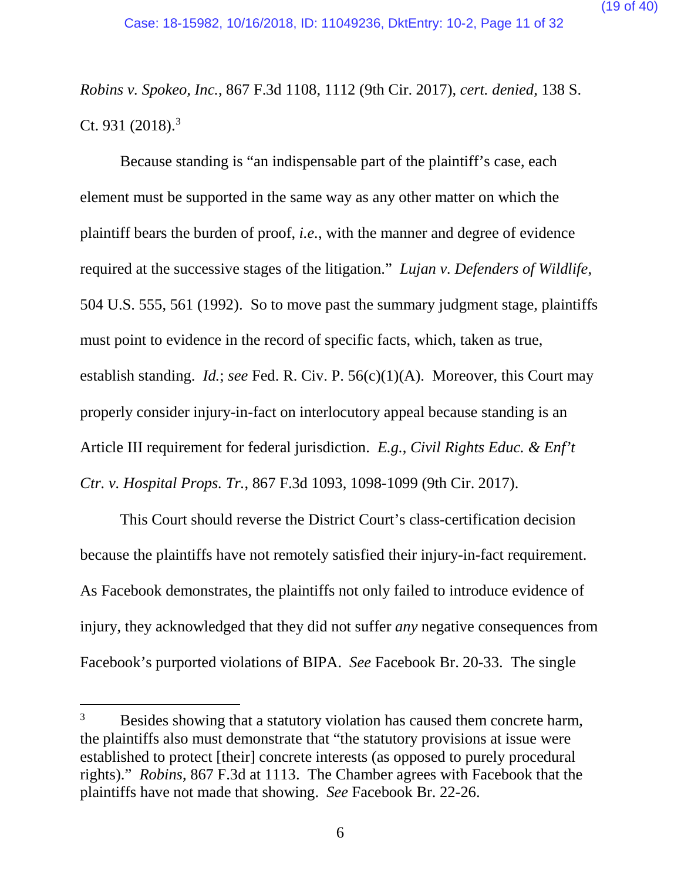*Robins v. Spokeo, Inc.*, 867 F.3d 1108, 1112 (9th Cir. 2017), *cert. denied*, 138 S. Ct. 931 (2018).[3]

Because standing is "an indispensable part of the plaintiff's case, each element must be supported in the same way as any other matter on which the plaintiff bears the burden of proof, *i.e.*, with the manner and degree of evidence required at the successive stages of the litigation." *Lujan v. Defenders of Wildlife*, 504 U.S. 555, 561 (1992). So to move past the summary judgment stage, plaintiffs must point to evidence in the record of specific facts, which, taken as true, establish standing. *Id.*; *see* Fed. R. Civ. P. 56(c)(1)(A). Moreover, this Court may properly consider injury-in-fact on interlocutory appeal because standing is an Article III requirement for federal jurisdiction. *E.g.*, *Civil Rights Educ. & Enf't Ctr. v. Hospital Props. Tr.*, 867 F.3d 1093, 1098-1099 (9th Cir. 2017).

This Court should reverse the District Court's class-certification decision because the plaintiffs have not remotely satisfied their injury-in-fact requirement. As Facebook demonstrates, the plaintiffs not only failed to introduce evidence of injury, they acknowledged that they did not suffer *any* negative consequences from Facebook's purported violations of BIPA. *See* Facebook Br. 20-33. The single

---

[3] Besides showing that a statutory violation has caused them concrete harm, the plaintiffs also must demonstrate that "the statutory provisions at issue were established to protect [their] concrete interests (as opposed to purely procedural rights)." *Robins*, 867 F.3d at 1113. The Chamber agrees with Facebook that the plaintiffs have not made that showing. *See* Facebook Br. 22-26.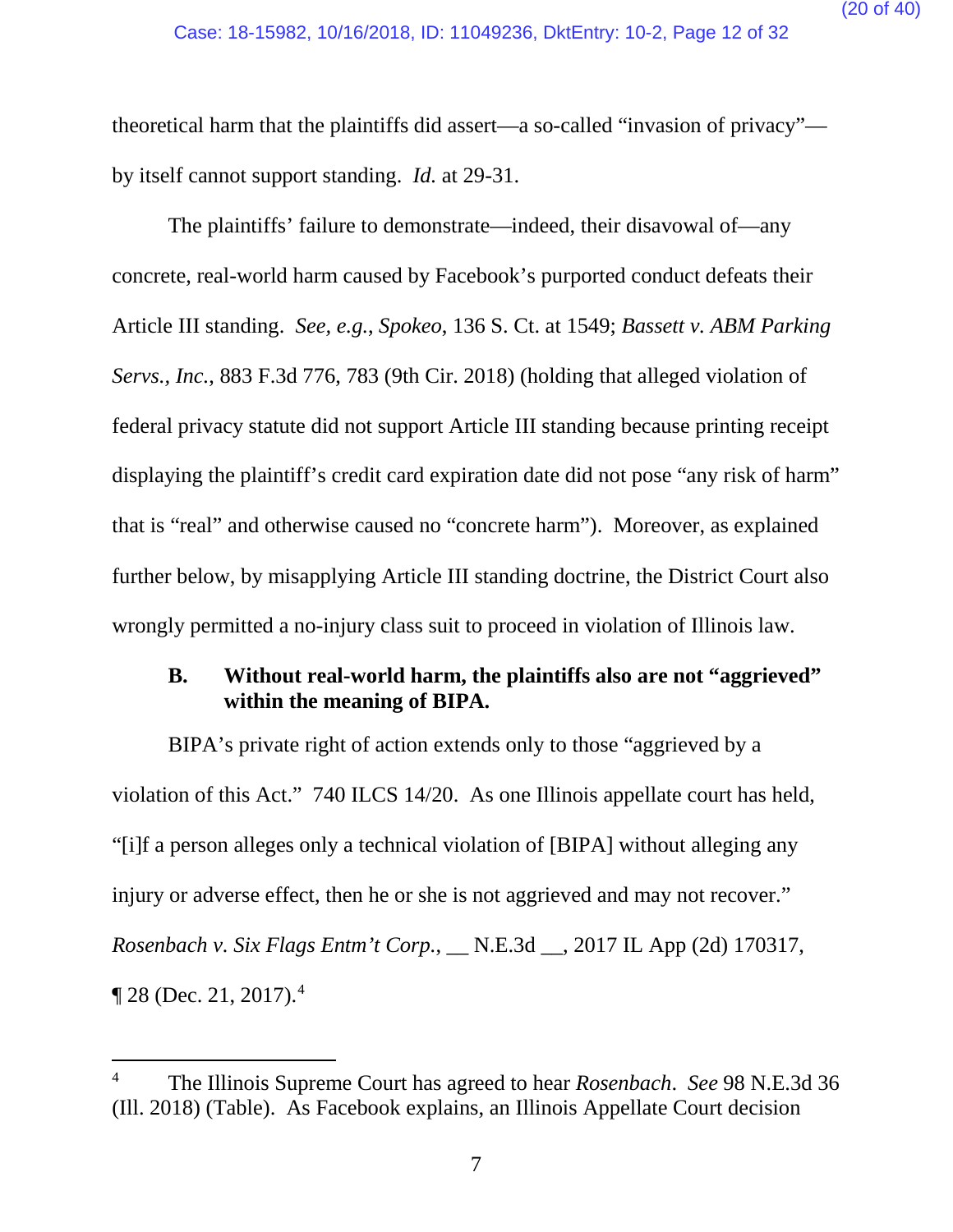theoretical harm that the plaintiffs did assert—a so-called "invasion of privacy"—by itself cannot support standing. *Id.* at 29-31.

The plaintiffs' failure to demonstrate—indeed, their disavowal of—any concrete, real-world harm caused by Facebook's purported conduct defeats their Article III standing. *See, e.g.*, *Spokeo*, 136 S. Ct. at 1549; *Bassett v. ABM Parking Servs., Inc.*, 883 F.3d 776, 783 (9th Cir. 2018) (holding that alleged violation of federal privacy statute did not support Article III standing because printing receipt displaying the plaintiff's credit card expiration date did not pose "any risk of harm" that is "real" and otherwise caused no "concrete harm"). Moreover, as explained further below, by misapplying Article III standing doctrine, the District Court also wrongly permitted a no-injury class suit to proceed in violation of Illinois law.

### B. Without real-world harm, the plaintiffs also are not "aggrieved" within the meaning of BIPA.

BIPA's private right of action extends only to those "aggrieved by a violation of this Act." 740 ILCS 14/20. As one Illinois appellate court has held, "[i]f a person alleges only a technical violation of [BIPA] without alleging any injury or adverse effect, then he or she is not aggrieved and may not recover." *Rosenbach v. Six Flags Entm't Corp.*, __ N.E.3d __, 2017 IL App (2d) 170317, ¶ 28 (Dec. 21, 2017).[4]

---

[4] The Illinois Supreme Court has agreed to hear *Rosenbach*. *See* 98 N.E.3d 36 (Ill. 2018) (Table). As Facebook explains, an Illinois Appellate Court decision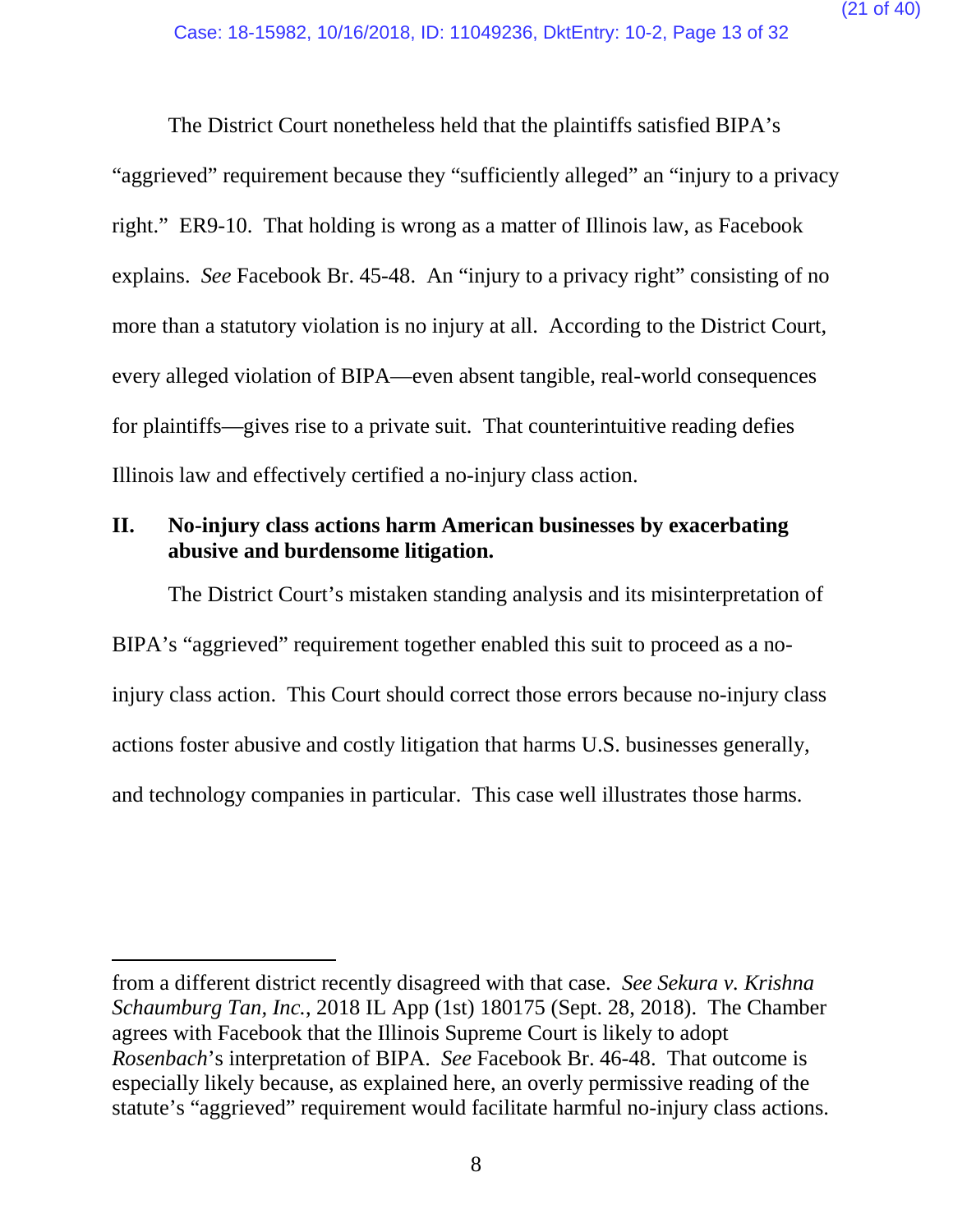The District Court nonetheless held that the plaintiffs satisfied BIPA's "aggrieved" requirement because they "sufficiently alleged" an "injury to a privacy right." ER9-10. That holding is wrong as a matter of Illinois law, as Facebook explains. *See* Facebook Br. 45-48. An "injury to a privacy right" consisting of no more than a statutory violation is no injury at all. According to the District Court, every alleged violation of BIPA—even absent tangible, real-world consequences for plaintiffs—gives rise to a private suit. That counterintuitive reading defies Illinois law and effectively certified a no-injury class action.

## II. No-injury class actions harm American businesses by exacerbating abusive and burdensome litigation.

The District Court's mistaken standing analysis and its misinterpretation of BIPA's "aggrieved" requirement together enabled this suit to proceed as a no-injury class action. This Court should correct those errors because no-injury class actions foster abusive and costly litigation that harms U.S. businesses generally, and technology companies in particular. This case well illustrates those harms.

---

from a different district recently disagreed with that case. *See Sekura v. Krishna Schaumburg Tan, Inc.*, 2018 IL App (1st) 180175 (Sept. 28, 2018). The Chamber agrees with Facebook that the Illinois Supreme Court is likely to adopt *Rosenbach*'s interpretation of BIPA. *See* Facebook Br. 46-48. That outcome is especially likely because, as explained here, an overly permissive reading of the statute's "aggrieved" requirement would facilitate harmful no-injury class actions.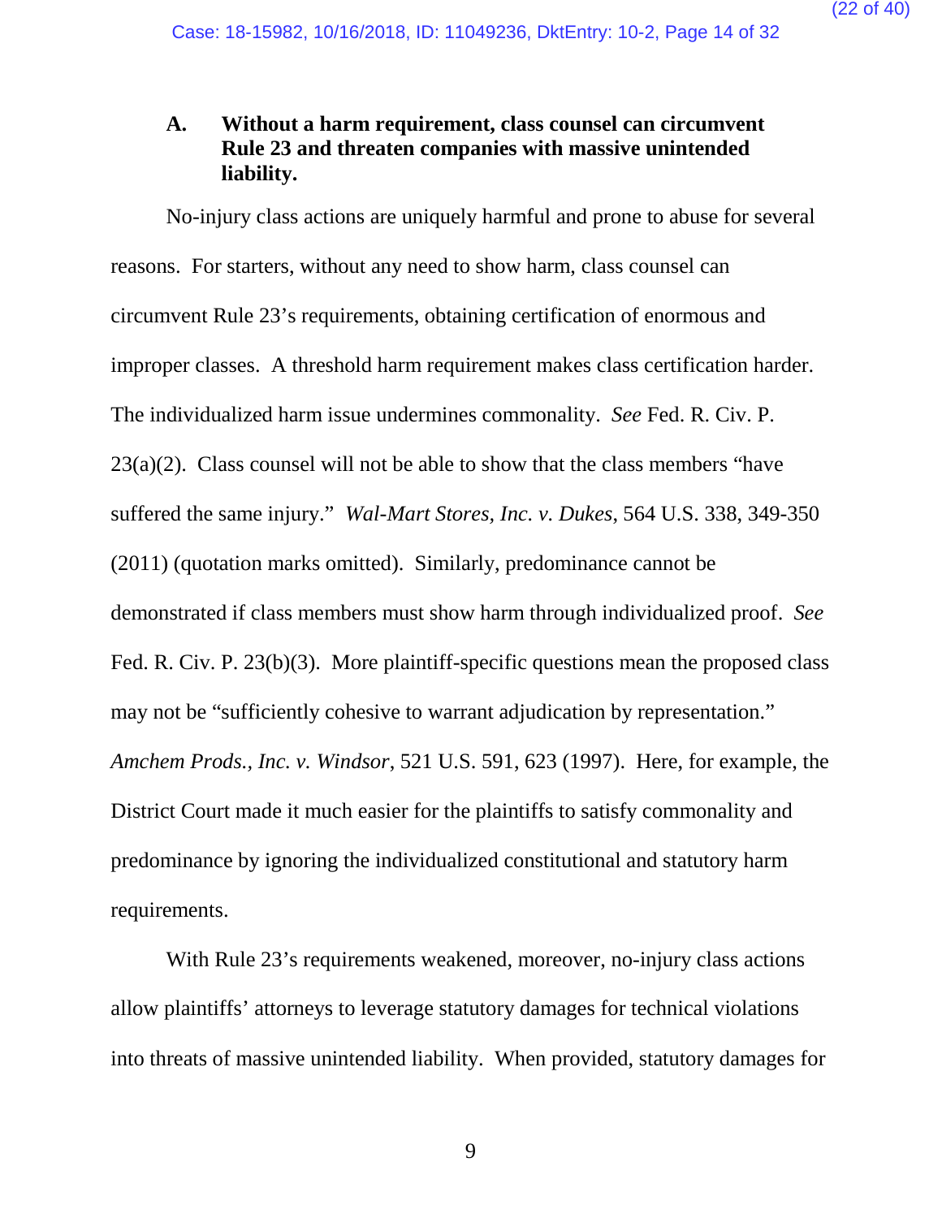### A. Without a harm requirement, class counsel can circumvent Rule 23 and threaten companies with massive unintended liability.

No-injury class actions are uniquely harmful and prone to abuse for several reasons. For starters, without any need to show harm, class counsel can circumvent Rule 23's requirements, obtaining certification of enormous and improper classes. A threshold harm requirement makes class certification harder. The individualized harm issue undermines commonality. *See* Fed. R. Civ. P. 23(a)(2). Class counsel will not be able to show that the class members "have suffered the same injury." *Wal-Mart Stores, Inc. v. Dukes*, 564 U.S. 338, 349-350 (2011) (quotation marks omitted). Similarly, predominance cannot be demonstrated if class members must show harm through individualized proof. *See* Fed. R. Civ. P. 23(b)(3). More plaintiff-specific questions mean the proposed class may not be "sufficiently cohesive to warrant adjudication by representation." *Amchem Prods., Inc. v. Windsor*, 521 U.S. 591, 623 (1997). Here, for example, the District Court made it much easier for the plaintiffs to satisfy commonality and predominance by ignoring the individualized constitutional and statutory harm requirements.

With Rule 23's requirements weakened, moreover, no-injury class actions allow plaintiffs' attorneys to leverage statutory damages for technical violations into threats of massive unintended liability. When provided, statutory damages for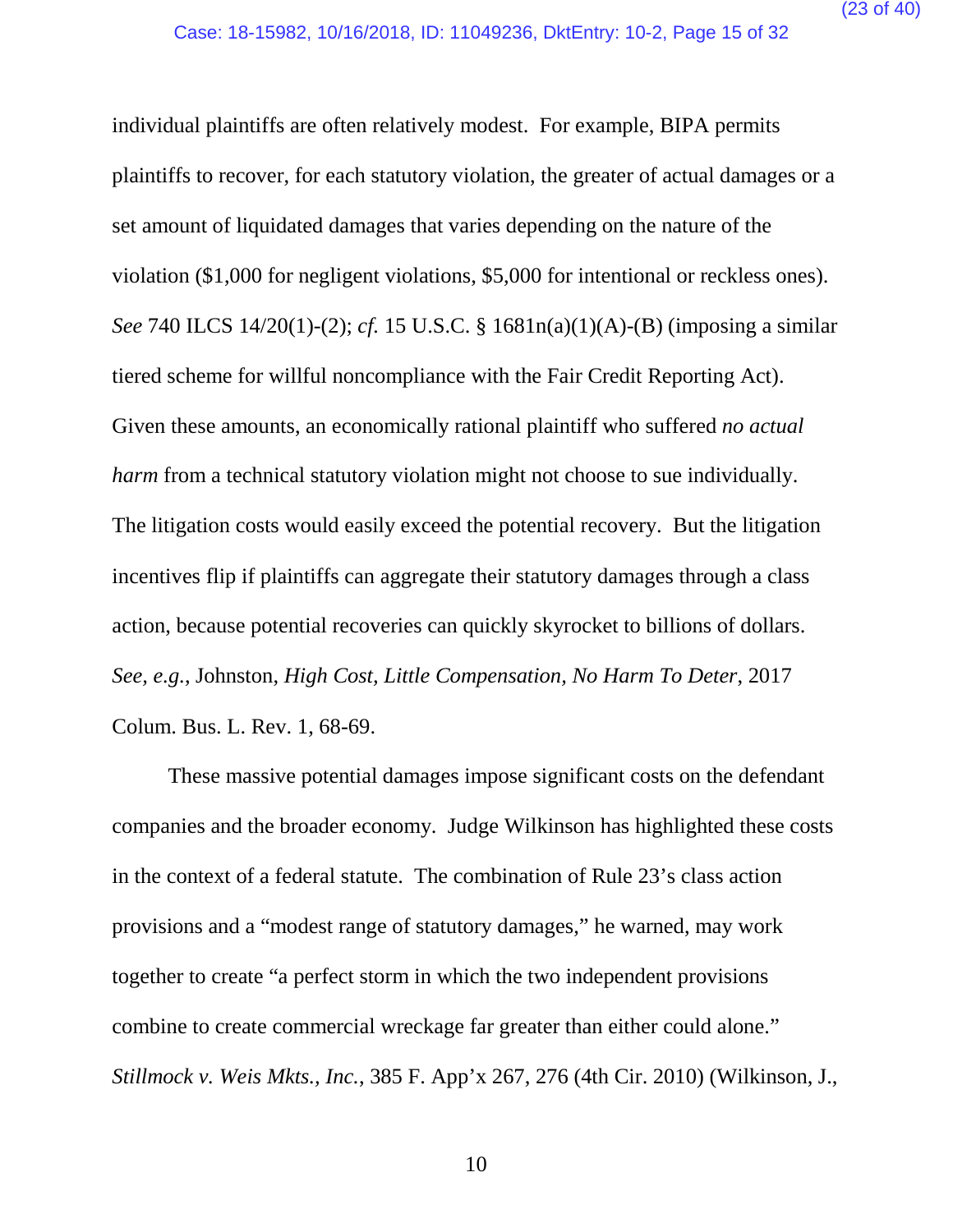individual plaintiffs are often relatively modest. For example, BIPA permits plaintiffs to recover, for each statutory violation, the greater of actual damages or a set amount of liquidated damages that varies depending on the nature of the violation ($1,000 for negligent violations, $5,000 for intentional or reckless ones). *See* 740 ILCS 14/20(1)-(2); *cf.* 15 U.S.C. § 1681n(a)(1)(A)-(B) (imposing a similar tiered scheme for willful noncompliance with the Fair Credit Reporting Act). Given these amounts, an economically rational plaintiff who suffered *no actual harm* from a technical statutory violation might not choose to sue individually. The litigation costs would easily exceed the potential recovery. But the litigation incentives flip if plaintiffs can aggregate their statutory damages through a class action, because potential recoveries can quickly skyrocket to billions of dollars. *See, e.g.*, Johnston, *High Cost, Little Compensation, No Harm To Deter*, 2017 Colum. Bus. L. Rev. 1, 68-69.

These massive potential damages impose significant costs on the defendant companies and the broader economy. Judge Wilkinson has highlighted these costs in the context of a federal statute. The combination of Rule 23's class action provisions and a "modest range of statutory damages," he warned, may work together to create "a perfect storm in which the two independent provisions combine to create commercial wreckage far greater than either could alone." *Stillmock v. Weis Mkts., Inc.*, 385 F. App'x 267, 276 (4th Cir. 2010) (Wilkinson, J.,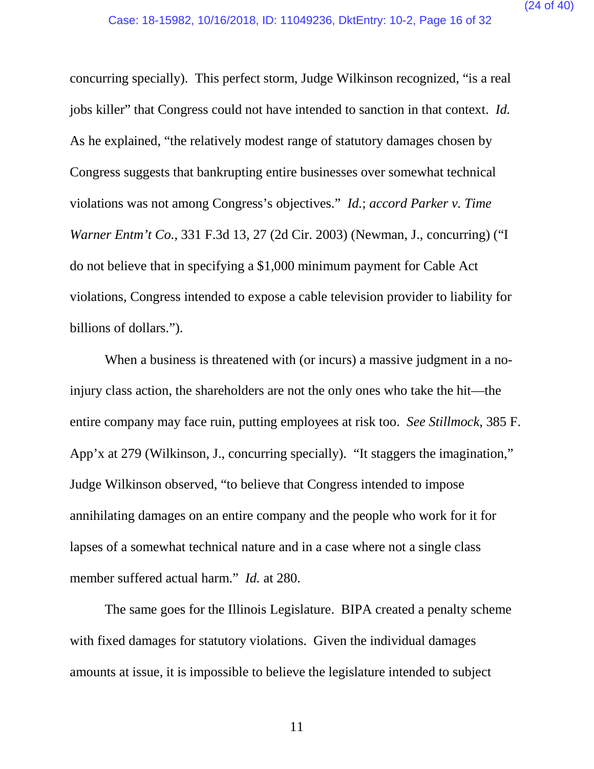concurring specially). This perfect storm, Judge Wilkinson recognized, "is a real jobs killer" that Congress could not have intended to sanction in that context. *Id.* As he explained, "the relatively modest range of statutory damages chosen by Congress suggests that bankrupting entire businesses over somewhat technical violations was not among Congress's objectives." *Id.*; *accord Parker v. Time Warner Entm't Co.*, 331 F.3d 13, 27 (2d Cir. 2003) (Newman, J., concurring) ("I do not believe that in specifying a $1,000 minimum payment for Cable Act violations, Congress intended to expose a cable television provider to liability for billions of dollars.").

When a business is threatened with (or incurs) a massive judgment in a no-injury class action, the shareholders are not the only ones who take the hit—the entire company may face ruin, putting employees at risk too. *See Stillmock*, 385 F. App'x at 279 (Wilkinson, J., concurring specially). "It staggers the imagination," Judge Wilkinson observed, "to believe that Congress intended to impose annihilating damages on an entire company and the people who work for it for lapses of a somewhat technical nature and in a case where not a single class member suffered actual harm." *Id.* at 280.

The same goes for the Illinois Legislature. BIPA created a penalty scheme with fixed damages for statutory violations. Given the individual damages amounts at issue, it is impossible to believe the legislature intended to subject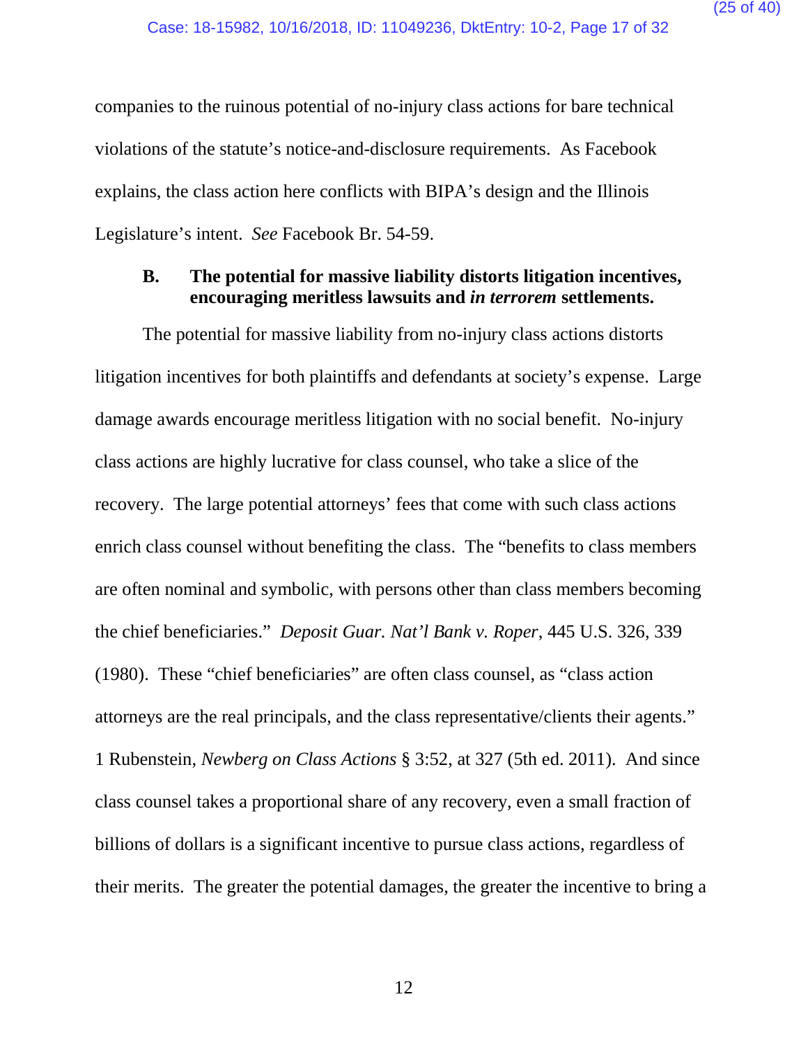companies to the ruinous potential of no-injury class actions for bare technical violations of the statute's notice-and-disclosure requirements. As Facebook explains, the class action here conflicts with BIPA's design and the Illinois Legislature's intent. *See* Facebook Br. 54-59.

### B. The potential for massive liability distorts litigation incentives, encouraging meritless lawsuits and *in terrorem* settlements.

The potential for massive liability from no-injury class actions distorts litigation incentives for both plaintiffs and defendants at society's expense. Large damage awards encourage meritless litigation with no social benefit. No-injury class actions are highly lucrative for class counsel, who take a slice of the recovery. The large potential attorneys' fees that come with such class actions enrich class counsel without benefiting the class. The "benefits to class members are often nominal and symbolic, with persons other than class members becoming the chief beneficiaries." *Deposit Guar. Nat'l Bank v. Roper*, 445 U.S. 326, 339 (1980). These "chief beneficiaries" are often class counsel, as "class action attorneys are the real principals, and the class representative/clients their agents." 1 Rubenstein, *Newberg on Class Actions* § 3:52, at 327 (5th ed. 2011). And since class counsel takes a proportional share of any recovery, even a small fraction of billions of dollars is a significant incentive to pursue class actions, regardless of their merits. The greater the potential damages, the greater the incentive to bring a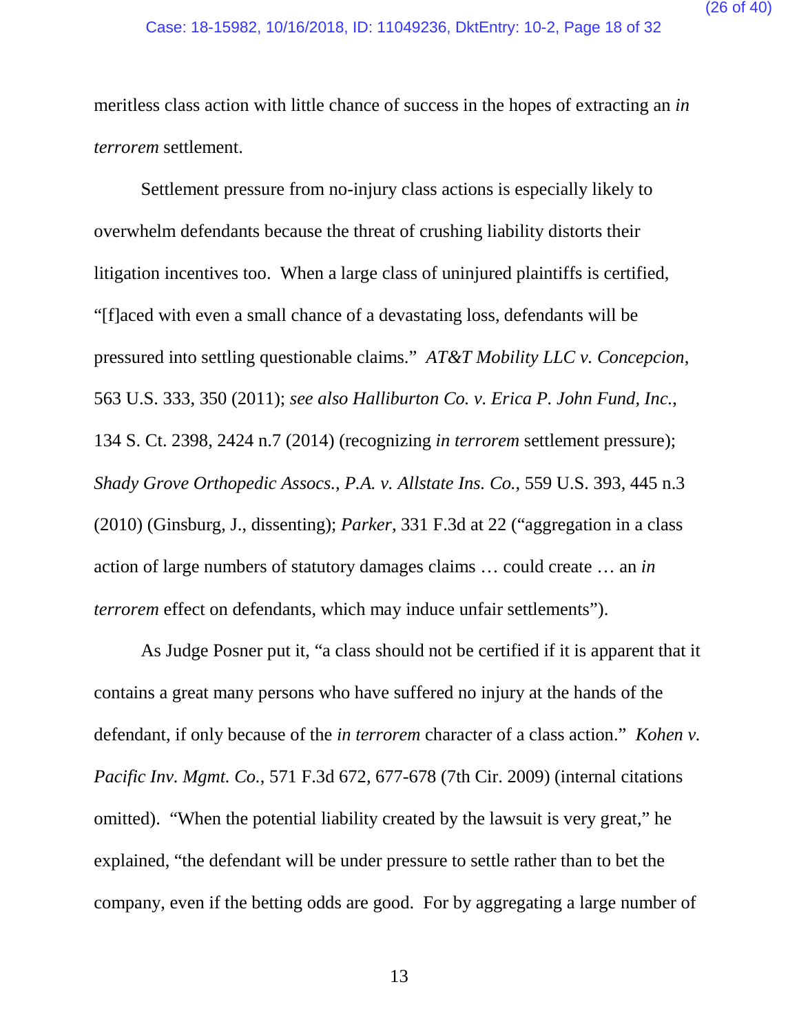meritless class action with little chance of success in the hopes of extracting an *in terrorem* settlement.

Settlement pressure from no-injury class actions is especially likely to overwhelm defendants because the threat of crushing liability distorts their litigation incentives too. When a large class of uninjured plaintiffs is certified, "[f]aced with even a small chance of a devastating loss, defendants will be pressured into settling questionable claims." *AT&T Mobility LLC v. Concepcion*, 563 U.S. 333, 350 (2011); *see also Halliburton Co. v. Erica P. John Fund, Inc.*, 134 S. Ct. 2398, 2424 n.7 (2014) (recognizing *in terrorem* settlement pressure); *Shady Grove Orthopedic Assocs., P.A. v. Allstate Ins. Co.*, 559 U.S. 393, 445 n.3 (2010) (Ginsburg, J., dissenting); *Parker*, 331 F.3d at 22 ("aggregation in a class action of large numbers of statutory damages claims … could create … an *in terrorem* effect on defendants, which may induce unfair settlements").

As Judge Posner put it, "a class should not be certified if it is apparent that it contains a great many persons who have suffered no injury at the hands of the defendant, if only because of the *in terrorem* character of a class action." *Kohen v. Pacific Inv. Mgmt. Co.*, 571 F.3d 672, 677-678 (7th Cir. 2009) (internal citations omitted). "When the potential liability created by the lawsuit is very great," he explained, "the defendant will be under pressure to settle rather than to bet the company, even if the betting odds are good. For by aggregating a large number of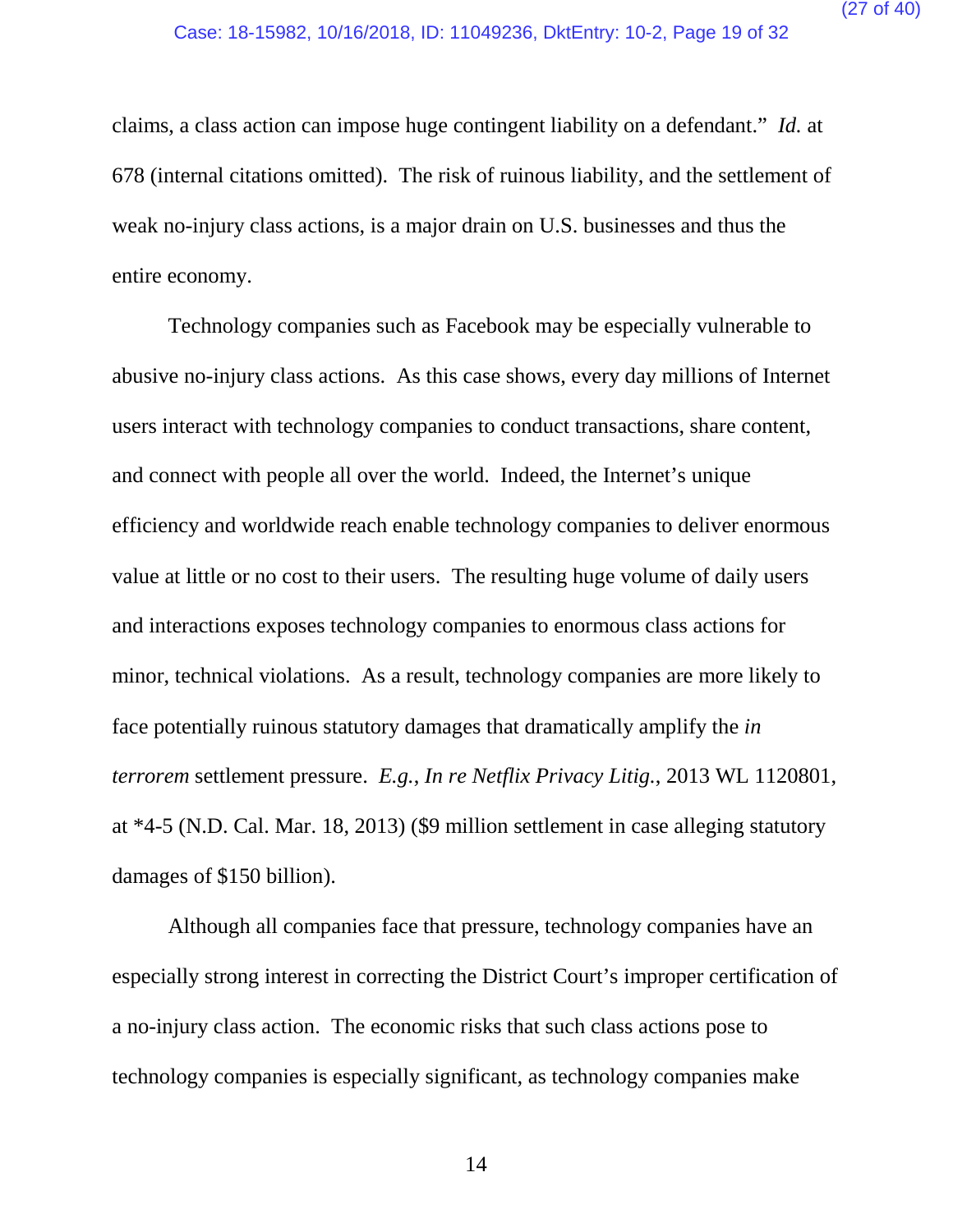claims, a class action can impose huge contingent liability on a defendant." *Id.* at 678 (internal citations omitted). The risk of ruinous liability, and the settlement of weak no-injury class actions, is a major drain on U.S. businesses and thus the entire economy.

Technology companies such as Facebook may be especially vulnerable to abusive no-injury class actions. As this case shows, every day millions of Internet users interact with technology companies to conduct transactions, share content, and connect with people all over the world. Indeed, the Internet's unique efficiency and worldwide reach enable technology companies to deliver enormous value at little or no cost to their users. The resulting huge volume of daily users and interactions exposes technology companies to enormous class actions for minor, technical violations. As a result, technology companies are more likely to face potentially ruinous statutory damages that dramatically amplify the *in terrorem* settlement pressure. *E.g.*, *In re Netflix Privacy Litig.*, 2013 WL 1120801, at *4-5 (N.D. Cal. Mar. 18, 2013) ($9 million settlement in case alleging statutory damages of $150 billion).

Although all companies face that pressure, technology companies have an especially strong interest in correcting the District Court's improper certification of a no-injury class action. The economic risks that such class actions pose to technology companies is especially significant, as technology companies make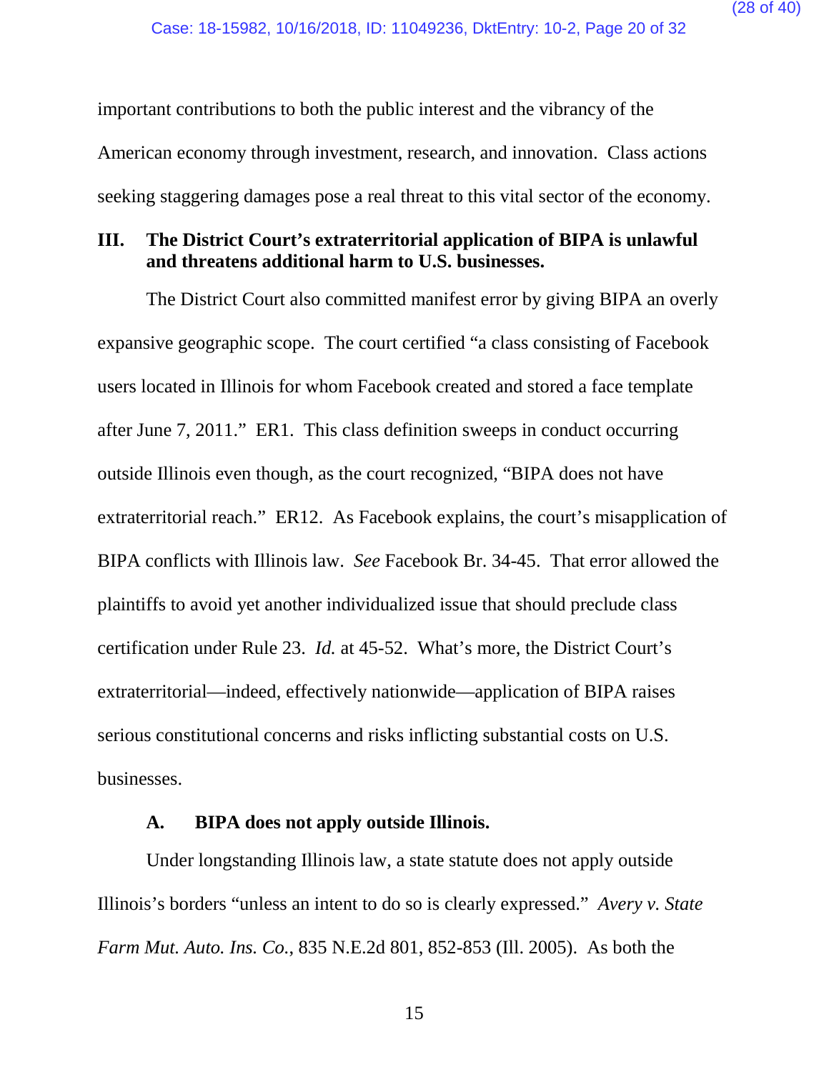important contributions to both the public interest and the vibrancy of the American economy through investment, research, and innovation. Class actions seeking staggering damages pose a real threat to this vital sector of the economy.

### III. The District Court's extraterritorial application of BIPA is unlawful and threatens additional harm to U.S. businesses.

The District Court also committed manifest error by giving BIPA an overly expansive geographic scope. The court certified "a class consisting of Facebook users located in Illinois for whom Facebook created and stored a face template after June 7, 2011." ER1. This class definition sweeps in conduct occurring outside Illinois even though, as the court recognized, "BIPA does not have extraterritorial reach." ER12. As Facebook explains, the court's misapplication of BIPA conflicts with Illinois law. *See* Facebook Br. 34-45. That error allowed the plaintiffs to avoid yet another individualized issue that should preclude class certification under Rule 23. *Id.* at 45-52. What's more, the District Court's extraterritorial—indeed, effectively nationwide—application of BIPA raises serious constitutional concerns and risks inflicting substantial costs on U.S. businesses.

#### A. BIPA does not apply outside Illinois.

Under longstanding Illinois law, a state statute does not apply outside Illinois's borders "unless an intent to do so is clearly expressed." *Avery v. State Farm Mut. Auto. Ins. Co.*, 835 N.E.2d 801, 852-853 (Ill. 2005). As both the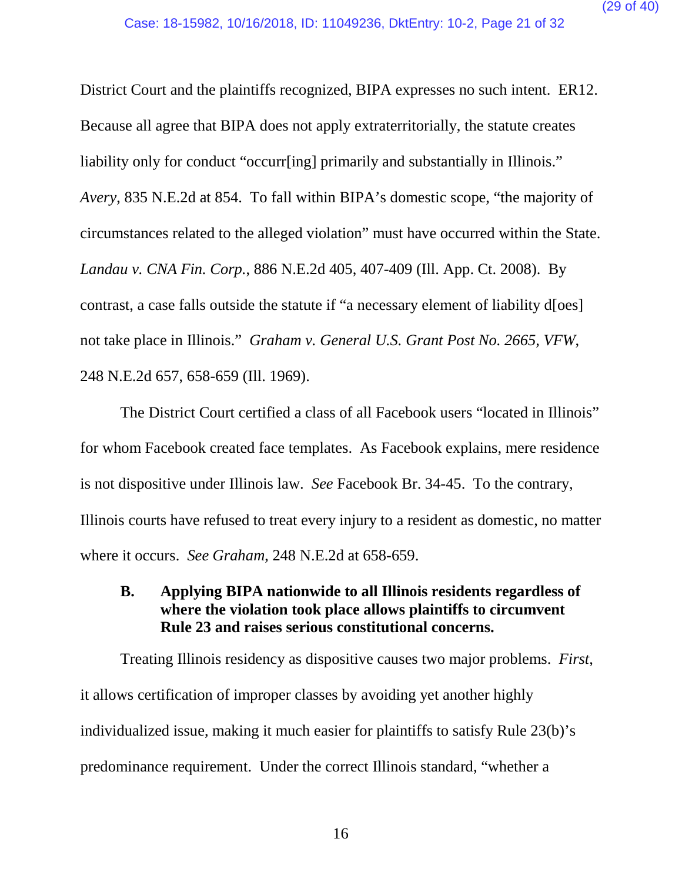District Court and the plaintiffs recognized, BIPA expresses no such intent. ER12. Because all agree that BIPA does not apply extraterritorially, the statute creates liability only for conduct "occurr[ing] primarily and substantially in Illinois." *Avery*, 835 N.E.2d at 854. To fall within BIPA's domestic scope, "the majority of circumstances related to the alleged violation" must have occurred within the State. *Landau v. CNA Fin. Corp.*, 886 N.E.2d 405, 407-409 (Ill. App. Ct. 2008). By contrast, a case falls outside the statute if "a necessary element of liability d[oes] not take place in Illinois." *Graham v. General U.S. Grant Post No. 2665, VFW*, 248 N.E.2d 657, 658-659 (Ill. 1969).

The District Court certified a class of all Facebook users "located in Illinois" for whom Facebook created face templates. As Facebook explains, mere residence is not dispositive under Illinois law. *See* Facebook Br. 34-45. To the contrary, Illinois courts have refused to treat every injury to a resident as domestic, no matter where it occurs. *See Graham*, 248 N.E.2d at 658-659.

### B. Applying BIPA nationwide to all Illinois residents regardless of where the violation took place allows plaintiffs to circumvent Rule 23 and raises serious constitutional concerns.

Treating Illinois residency as dispositive causes two major problems. *First*, it allows certification of improper classes by avoiding yet another highly individualized issue, making it much easier for plaintiffs to satisfy Rule 23(b)'s predominance requirement. Under the correct Illinois standard, "whether a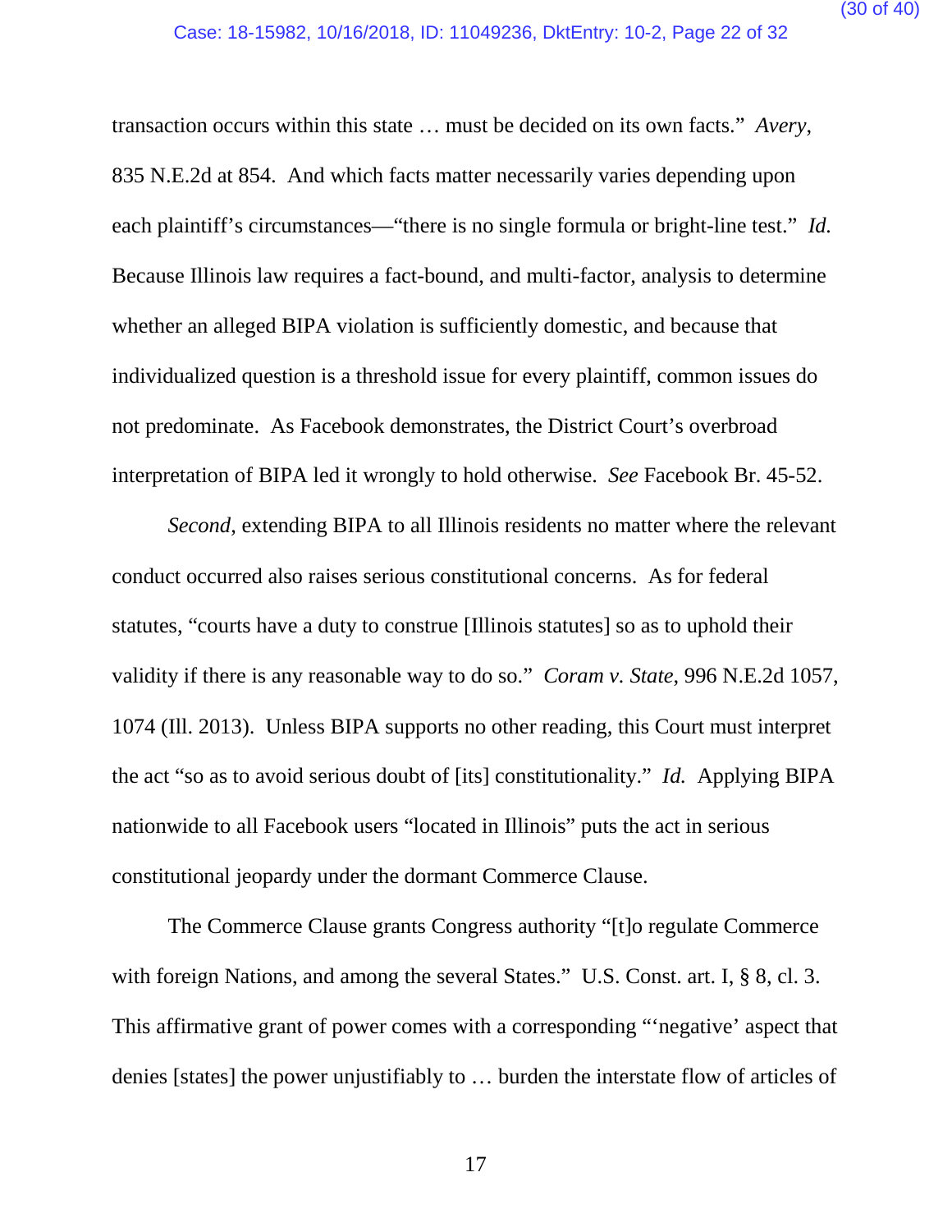transaction occurs within this state … must be decided on its own facts." *Avery*, 835 N.E.2d at 854. And which facts matter necessarily varies depending upon each plaintiff's circumstances—"there is no single formula or bright-line test." *Id.* Because Illinois law requires a fact-bound, and multi-factor, analysis to determine whether an alleged BIPA violation is sufficiently domestic, and because that individualized question is a threshold issue for every plaintiff, common issues do not predominate. As Facebook demonstrates, the District Court's overbroad interpretation of BIPA led it wrongly to hold otherwise. *See* Facebook Br. 45-52.

*Second*, extending BIPA to all Illinois residents no matter where the relevant conduct occurred also raises serious constitutional concerns. As for federal statutes, "courts have a duty to construe [Illinois statutes] so as to uphold their validity if there is any reasonable way to do so." *Coram v. State,* 996 N.E.2d 1057, 1074 (Ill. 2013). Unless BIPA supports no other reading, this Court must interpret the act "so as to avoid serious doubt of [its] constitutionality." *Id.* Applying BIPA nationwide to all Facebook users "located in Illinois" puts the act in serious constitutional jeopardy under the dormant Commerce Clause.

The Commerce Clause grants Congress authority "[t]o regulate Commerce with foreign Nations, and among the several States." U.S. Const. art. I, § 8, cl. 3. This affirmative grant of power comes with a corresponding "'negative' aspect that denies [states] the power unjustifiably to … burden the interstate flow of articles of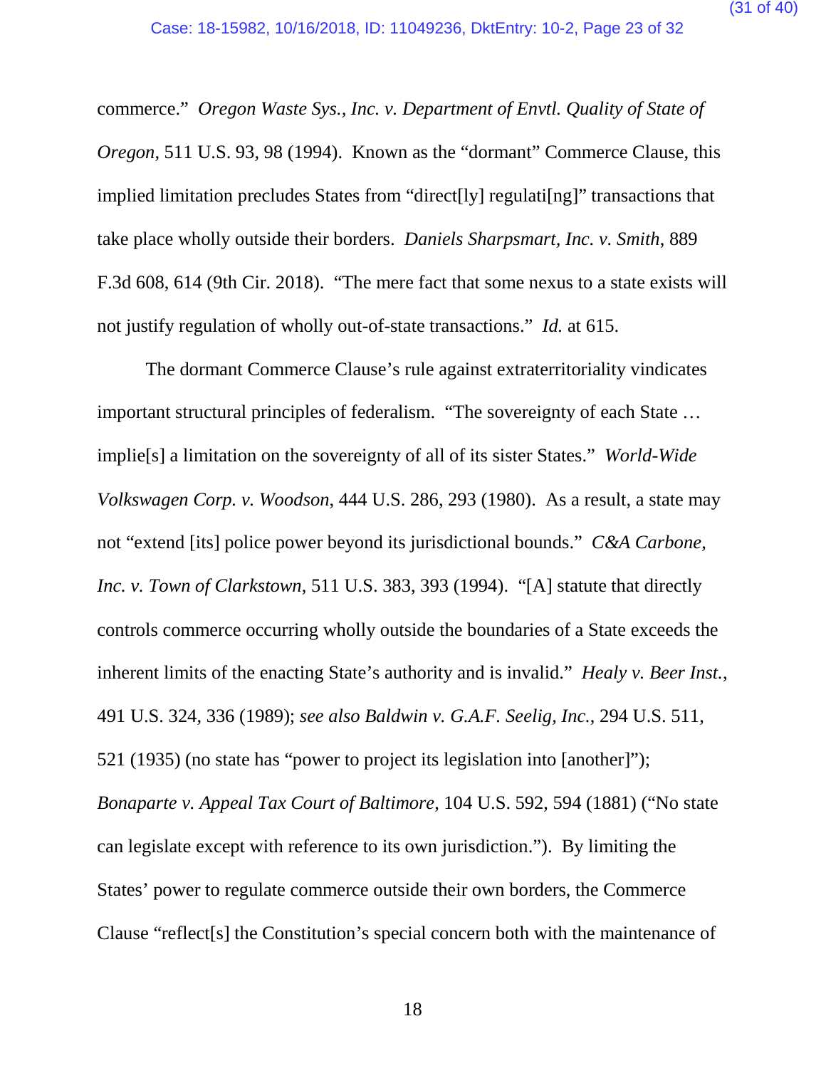commerce." *Oregon Waste Sys., Inc. v. Department of Envtl. Quality of State of Oregon*, 511 U.S. 93, 98 (1994). Known as the "dormant" Commerce Clause, this implied limitation precludes States from "direct[ly] regulati[ng]" transactions that take place wholly outside their borders. *Daniels Sharpsmart, Inc. v. Smith*, 889 F.3d 608, 614 (9th Cir. 2018). "The mere fact that some nexus to a state exists will not justify regulation of wholly out-of-state transactions." *Id.* at 615.

The dormant Commerce Clause's rule against extraterritoriality vindicates important structural principles of federalism. "The sovereignty of each State … implie[s] a limitation on the sovereignty of all of its sister States." *World-Wide Volkswagen Corp. v. Woodson*, 444 U.S. 286, 293 (1980). As a result, a state may not "extend [its] police power beyond its jurisdictional bounds." *C&A Carbone, Inc. v. Town of Clarkstown*, 511 U.S. 383, 393 (1994). "[A] statute that directly controls commerce occurring wholly outside the boundaries of a State exceeds the inherent limits of the enacting State's authority and is invalid." *Healy v. Beer Inst.*, 491 U.S. 324, 336 (1989); *see also Baldwin v. G.A.F. Seelig, Inc.*, 294 U.S. 511, 521 (1935) (no state has "power to project its legislation into [another]"); *Bonaparte v. Appeal Tax Court of Baltimore*, 104 U.S. 592, 594 (1881) ("No state can legislate except with reference to its own jurisdiction."). By limiting the States' power to regulate commerce outside their own borders, the Commerce Clause "reflect[s] the Constitution's special concern both with the maintenance of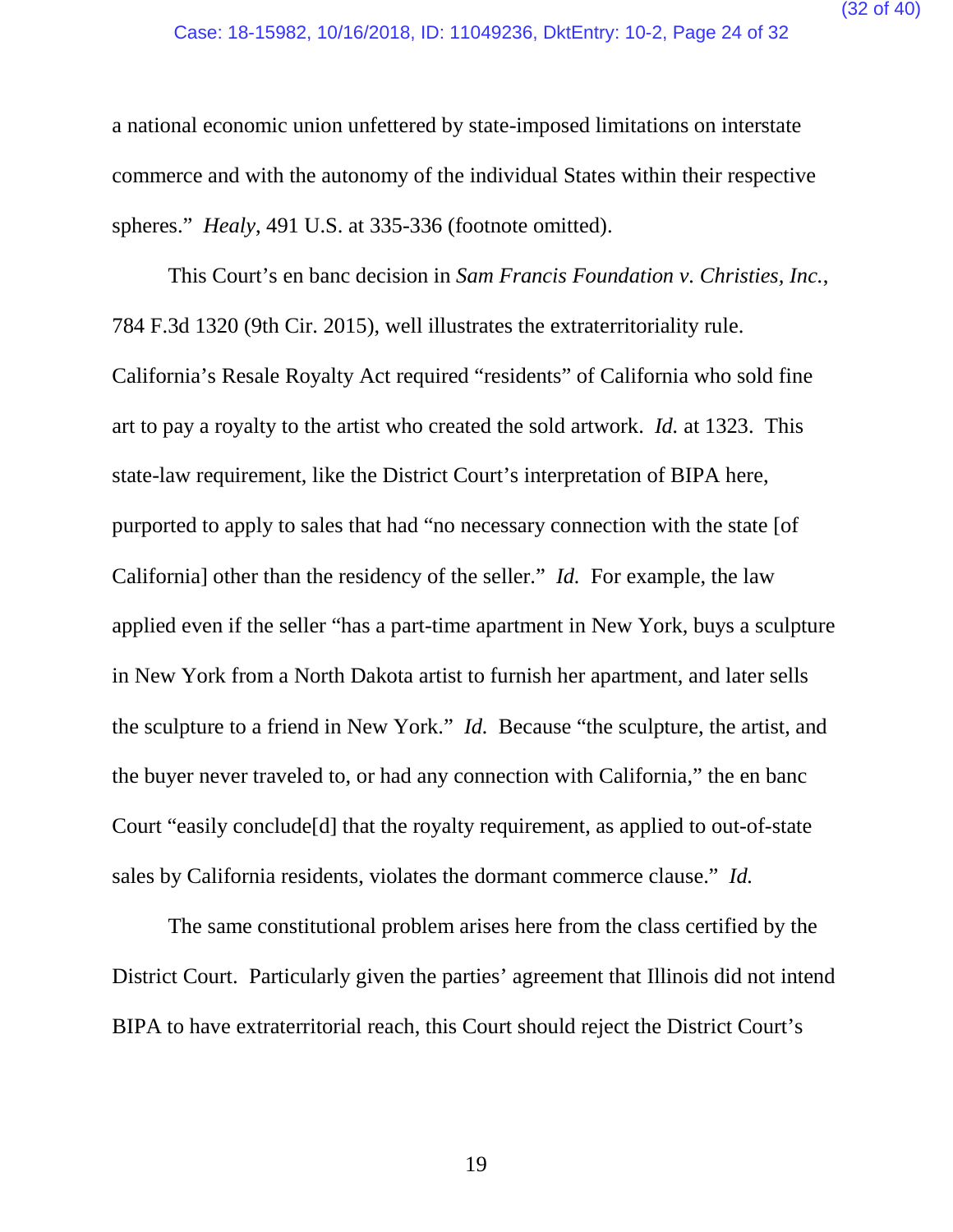a national economic union unfettered by state-imposed limitations on interstate commerce and with the autonomy of the individual States within their respective spheres." *Healy*, 491 U.S. at 335-336 (footnote omitted).

This Court's en banc decision in *Sam Francis Foundation v. Christies, Inc.*, 784 F.3d 1320 (9th Cir. 2015), well illustrates the extraterritoriality rule. California's Resale Royalty Act required "residents" of California who sold fine art to pay a royalty to the artist who created the sold artwork. *Id.* at 1323. This state-law requirement, like the District Court's interpretation of BIPA here, purported to apply to sales that had "no necessary connection with the state [of California] other than the residency of the seller." *Id.* For example, the law applied even if the seller "has a part-time apartment in New York, buys a sculpture in New York from a North Dakota artist to furnish her apartment, and later sells the sculpture to a friend in New York." *Id.* Because "the sculpture, the artist, and the buyer never traveled to, or had any connection with California," the en banc Court "easily conclude[d] that the royalty requirement, as applied to out-of-state sales by California residents, violates the dormant commerce clause." *Id.*

The same constitutional problem arises here from the class certified by the District Court. Particularly given the parties' agreement that Illinois did not intend BIPA to have extraterritorial reach, this Court should reject the District Court's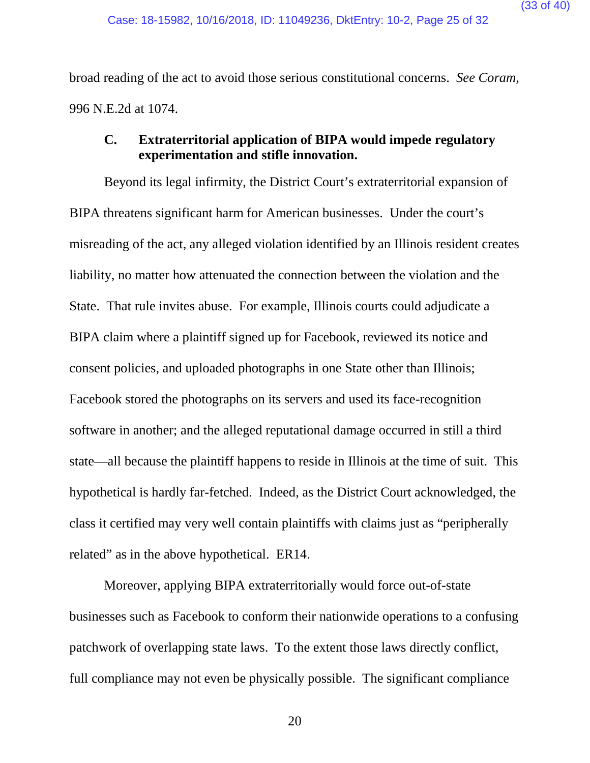broad reading of the act to avoid those serious constitutional concerns. *See Coram*, 996 N.E.2d at 1074.

### C. Extraterritorial application of BIPA would impede regulatory experimentation and stifle innovation.

Beyond its legal infirmity, the District Court's extraterritorial expansion of BIPA threatens significant harm for American businesses. Under the court's misreading of the act, any alleged violation identified by an Illinois resident creates liability, no matter how attenuated the connection between the violation and the State. That rule invites abuse. For example, Illinois courts could adjudicate a BIPA claim where a plaintiff signed up for Facebook, reviewed its notice and consent policies, and uploaded photographs in one State other than Illinois; Facebook stored the photographs on its servers and used its face-recognition software in another; and the alleged reputational damage occurred in still a third state—all because the plaintiff happens to reside in Illinois at the time of suit. This hypothetical is hardly far-fetched. Indeed, as the District Court acknowledged, the class it certified may very well contain plaintiffs with claims just as "peripherally related" as in the above hypothetical. ER14.

Moreover, applying BIPA extraterritorially would force out-of-state businesses such as Facebook to conform their nationwide operations to a confusing patchwork of overlapping state laws. To the extent those laws directly conflict, full compliance may not even be physically possible. The significant compliance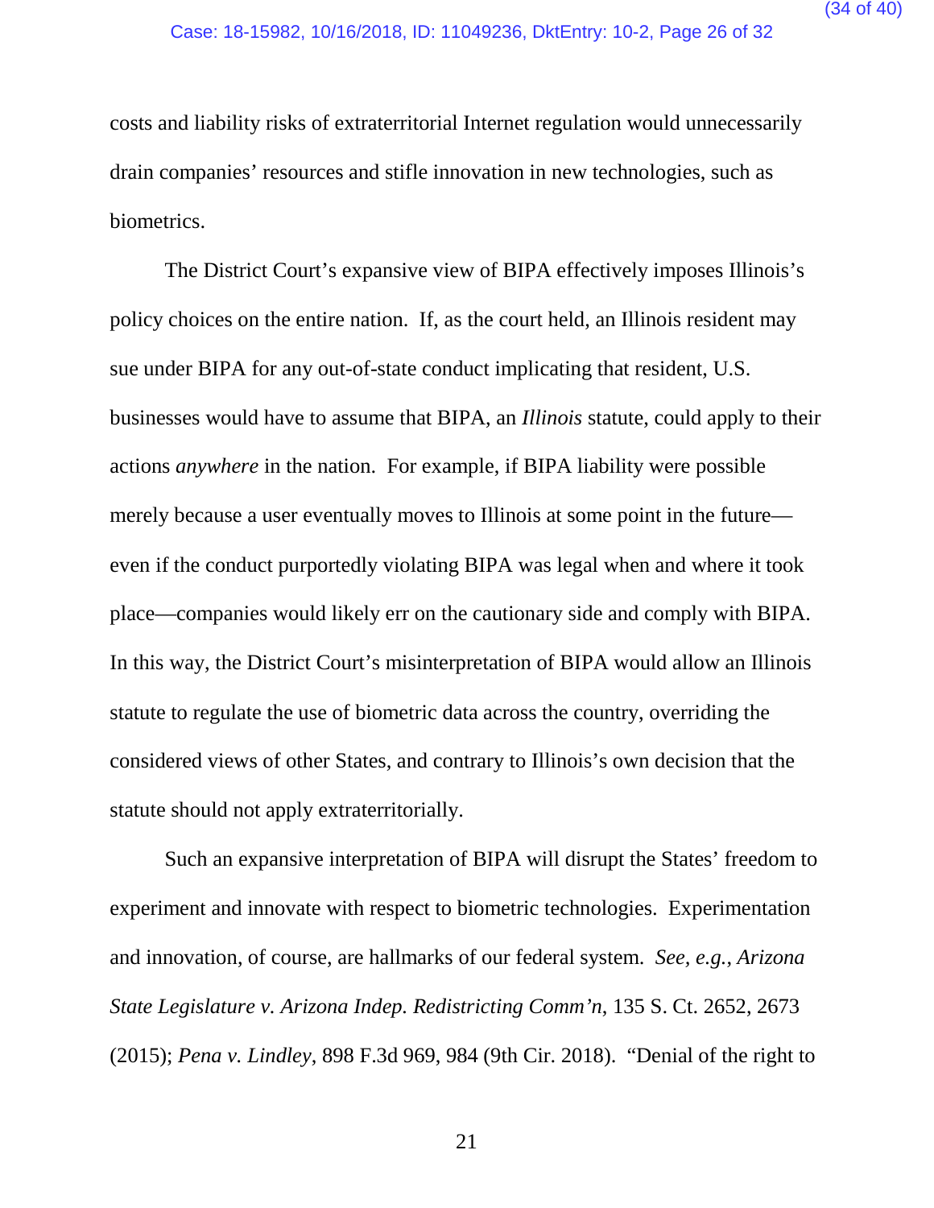costs and liability risks of extraterritorial Internet regulation would unnecessarily drain companies' resources and stifle innovation in new technologies, such as biometrics.

The District Court's expansive view of BIPA effectively imposes Illinois's policy choices on the entire nation. If, as the court held, an Illinois resident may sue under BIPA for any out-of-state conduct implicating that resident, U.S. businesses would have to assume that BIPA, an *Illinois* statute, could apply to their actions *anywhere* in the nation. For example, if BIPA liability were possible merely because a user eventually moves to Illinois at some point in the future—even if the conduct purportedly violating BIPA was legal when and where it took place—companies would likely err on the cautionary side and comply with BIPA. In this way, the District Court's misinterpretation of BIPA would allow an Illinois statute to regulate the use of biometric data across the country, overriding the considered views of other States, and contrary to Illinois's own decision that the statute should not apply extraterritorially.

Such an expansive interpretation of BIPA will disrupt the States' freedom to experiment and innovate with respect to biometric technologies. Experimentation and innovation, of course, are hallmarks of our federal system. *See, e.g.*, *Arizona State Legislature v. Arizona Indep. Redistricting Comm'n*, 135 S. Ct. 2652, 2673 (2015); *Pena v. Lindley*, 898 F.3d 969, 984 (9th Cir. 2018). "Denial of the right to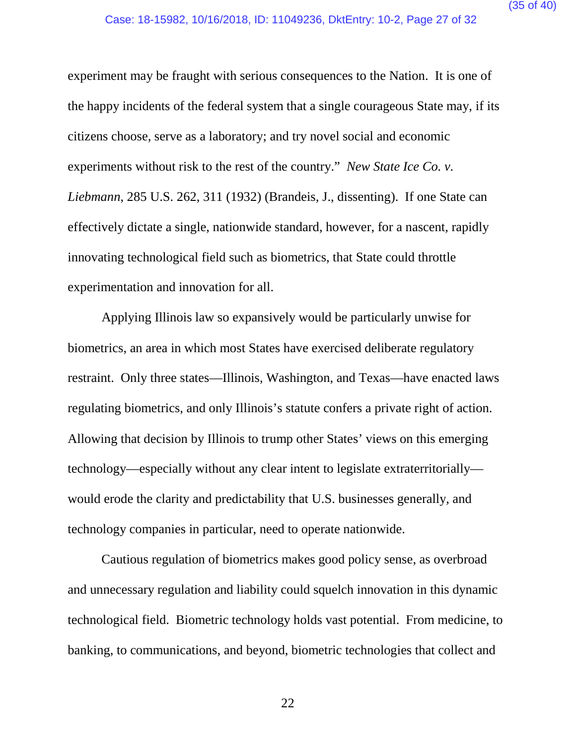experiment may be fraught with serious consequences to the Nation. It is one of the happy incidents of the federal system that a single courageous State may, if its citizens choose, serve as a laboratory; and try novel social and economic experiments without risk to the rest of the country." *New State Ice Co. v. Liebmann*, 285 U.S. 262, 311 (1932) (Brandeis, J., dissenting). If one State can effectively dictate a single, nationwide standard, however, for a nascent, rapidly innovating technological field such as biometrics, that State could throttle experimentation and innovation for all.

Applying Illinois law so expansively would be particularly unwise for biometrics, an area in which most States have exercised deliberate regulatory restraint. Only three states—Illinois, Washington, and Texas—have enacted laws regulating biometrics, and only Illinois's statute confers a private right of action. Allowing that decision by Illinois to trump other States' views on this emerging technology—especially without any clear intent to legislate extraterritorially—would erode the clarity and predictability that U.S. businesses generally, and technology companies in particular, need to operate nationwide.

Cautious regulation of biometrics makes good policy sense, as overbroad and unnecessary regulation and liability could squelch innovation in this dynamic technological field. Biometric technology holds vast potential. From medicine, to banking, to communications, and beyond, biometric technologies that collect and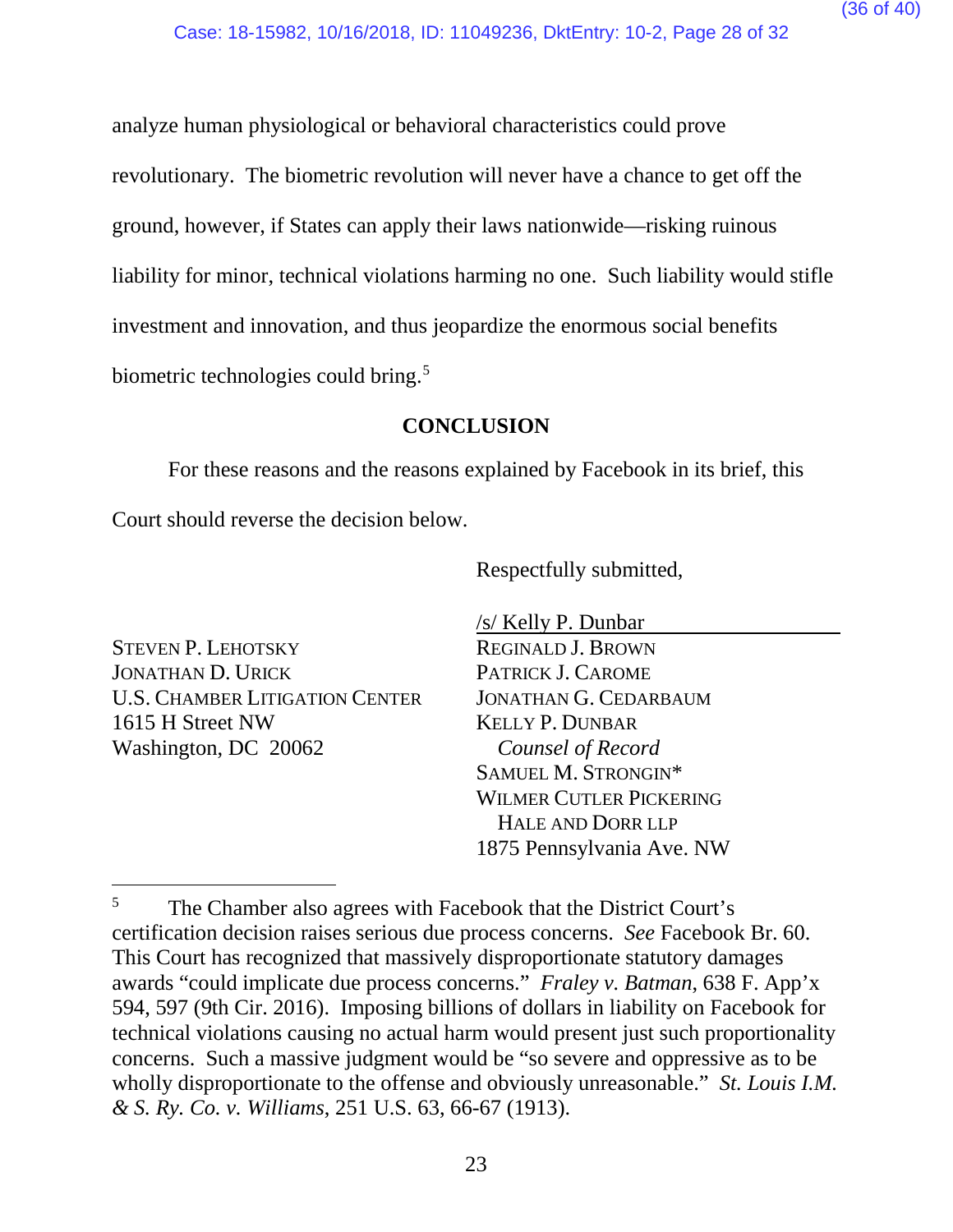analyze human physiological or behavioral characteristics could prove revolutionary. The biometric revolution will never have a chance to get off the ground, however, if States can apply their laws nationwide—risking ruinous liability for minor, technical violations harming no one. Such liability would stifle investment and innovation, and thus jeopardize the enormous social benefits biometric technologies could bring.[5]

## CONCLUSION

For these reasons and the reasons explained by Facebook in its brief, this Court should reverse the decision below.

Respectfully submitted,

/s/ Kelly P. Dunbar

REGINALD J. BROWN
PATRICK J. CAROME
JONATHAN G. CEDARBAUM
KELLY P. DUNBAR
*Counsel of Record*
SAMUEL M. STRONGIN*
WILMER CUTLER PICKERING
HALE AND DORR LLP
1875 Pennsylvania Ave. NW

STEVEN P. LEHOTSKY
JONATHAN D. URICK
U.S. CHAMBER LITIGATION CENTER
1615 H Street NW
Washington, DC 20062

---

[5] The Chamber also agrees with Facebook that the District Court's certification decision raises serious due process concerns. *See* Facebook Br. 60. This Court has recognized that massively disproportionate statutory damages awards "could implicate due process concerns." *Fraley v. Batman*, 638 F. App'x 594, 597 (9th Cir. 2016). Imposing billions of dollars in liability on Facebook for technical violations causing no actual harm would present just such proportionality concerns. Such a massive judgment would be "so severe and oppressive as to be wholly disproportionate to the offense and obviously unreasonable." *St. Louis I.M. & S. Ry. Co. v. Williams*, 251 U.S. 63, 66-67 (1913).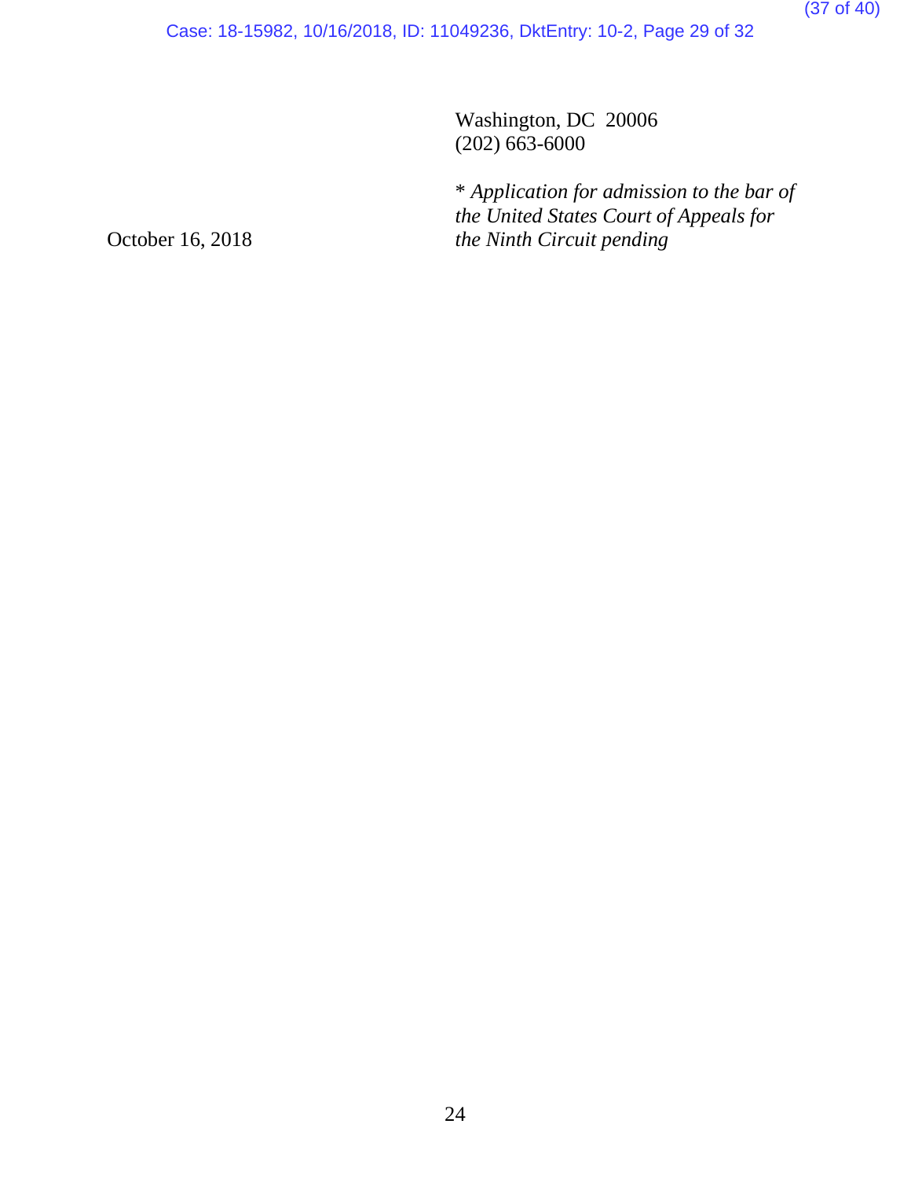Washington, DC 20006
(202) 663-6000

*\* Application for admission to the bar of the United States Court of Appeals for the Ninth Circuit pending*

October 16, 2018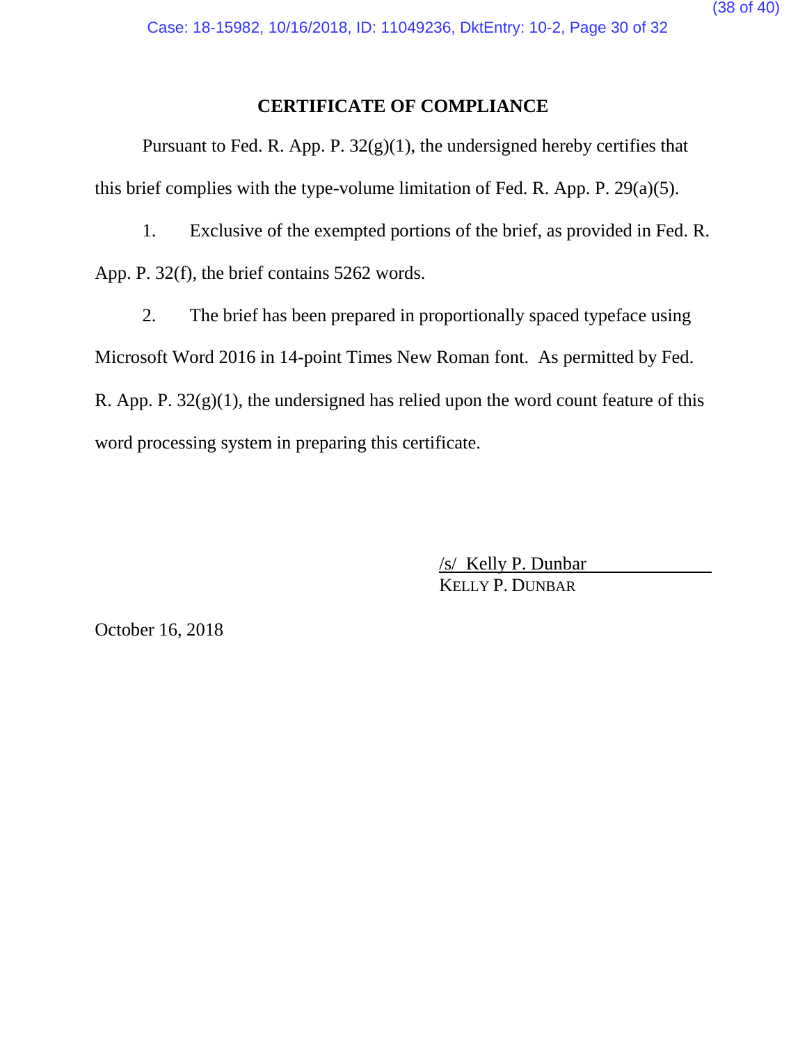## CERTIFICATE OF COMPLIANCE

Pursuant to Fed. R. App. P. 32(g)(1), the undersigned hereby certifies that this brief complies with the type-volume limitation of Fed. R. App. P. 29(a)(5).

1. Exclusive of the exempted portions of the brief, as provided in Fed. R. App. P. 32(f), the brief contains 5262 words.

2. The brief has been prepared in proportionally spaced typeface using Microsoft Word 2016 in 14-point Times New Roman font. As permitted by Fed. R. App. P. 32(g)(1), the undersigned has relied upon the word count feature of this word processing system in preparing this certificate.

/s/ Kelly P. Dunbar
KELLY P. DUNBAR

October 16, 2018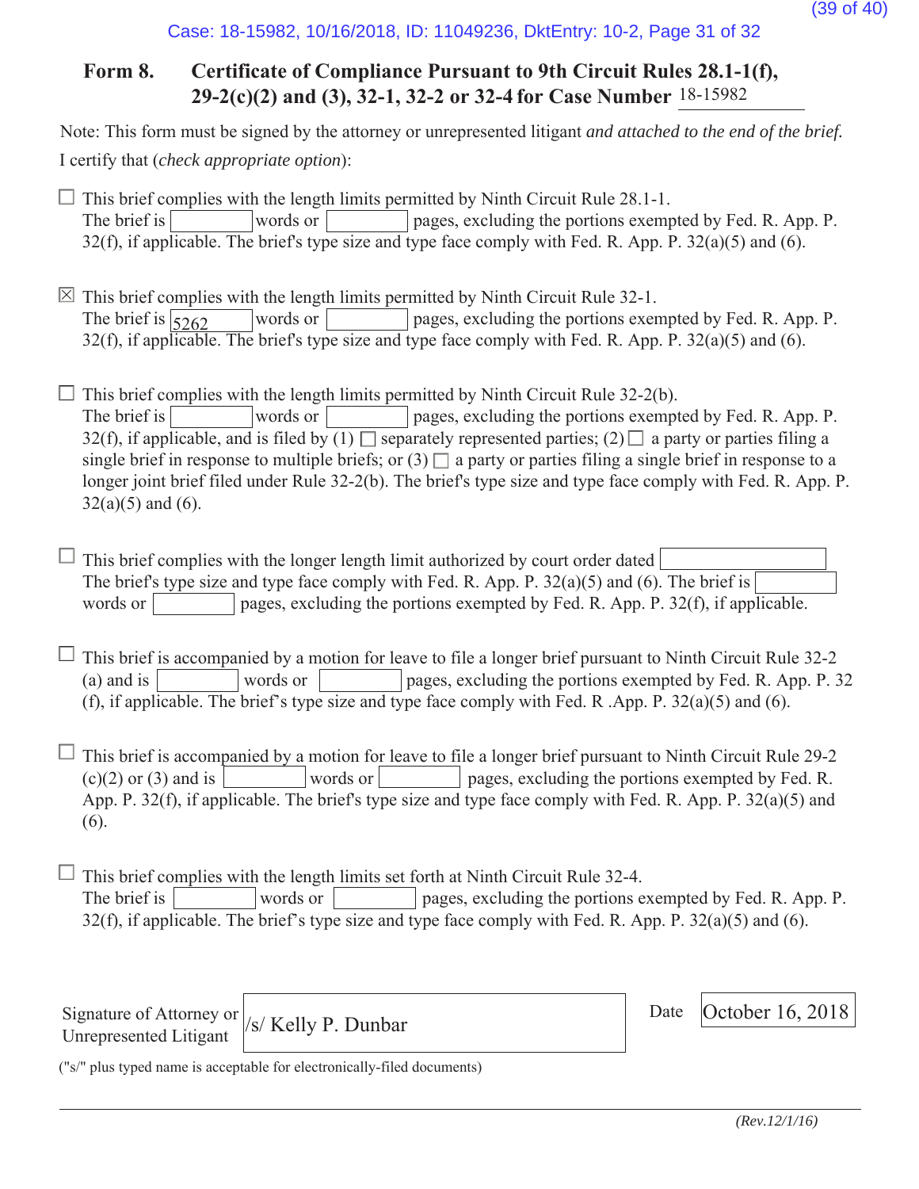**Form 8. Certificate of Compliance Pursuant to 9th Circuit Rules 28.1-1(f), 29-2(c)(2) and (3), 32-1, 32-2 or 32-4 for Case Number** 18-15982

Note: This form must be signed by the attorney or unrepresented litigant *and attached to the end of the brief.*

I certify that (*check appropriate option*):

☐ This brief complies with the length limits permitted by Ninth Circuit Rule 28.1-1. The brief is ______ words or ______ pages, excluding the portions exempted by Fed. R. App. P. 32(f), if applicable. The brief's type size and type face comply with Fed. R. App. P. 32(a)(5) and (6).

☒ This brief complies with the length limits permitted by Ninth Circuit Rule 32-1. The brief is 5262 words or ______ pages, excluding the portions exempted by Fed. R. App. P. 32(f), if applicable. The brief's type size and type face comply with Fed. R. App. P. 32(a)(5) and (6).

☐ This brief complies with the length limits permitted by Ninth Circuit Rule 32-2(b). The brief is ______ words or ______ pages, excluding the portions exempted by Fed. R. App. P. 32(f), if applicable, and is filed by (1) ☐ separately represented parties; (2) ☐ a party or parties filing a single brief in response to multiple briefs; or (3) ☐ a party or parties filing a single brief in response to a longer joint brief filed under Rule 32-2(b). The brief's type size and type face comply with Fed. R. App. P. 32(a)(5) and (6).

☐ This brief complies with the longer length limit authorized by court order dated ______. The brief's type size and type face comply with Fed. R. App. P. 32(a)(5) and (6). The brief is ______ words or ______ pages, excluding the portions exempted by Fed. R. App. P. 32(f), if applicable.

☐ This brief is accompanied by a motion for leave to file a longer brief pursuant to Ninth Circuit Rule 32-2 (a) and is ______ words or ______ pages, excluding the portions exempted by Fed. R. App. P. 32 (f), if applicable. The brief's type size and type face comply with Fed. R .App. P. 32(a)(5) and (6).

☐ This brief is accompanied by a motion for leave to file a longer brief pursuant to Ninth Circuit Rule 29-2 (c)(2) or (3) and is ______ words or ______ pages, excluding the portions exempted by Fed. R. App. P. 32(f), if applicable. The brief's type size and type face comply with Fed. R. App. P. 32(a)(5) and (6).

☐ This brief complies with the length limits set forth at Ninth Circuit Rule 32-4. The brief is ______ words or ______ pages, excluding the portions exempted by Fed. R. App. P. 32(f), if applicable. The brief's type size and type face comply with Fed. R. App. P. 32(a)(5) and (6).

Signature of Attorney or Unrepresented Litigant: /s/ Kelly P. Dunbar

Date: October 16, 2018

("s/" plus typed name is acceptable for electronically-filed documents)

*(Rev.12/1/16)*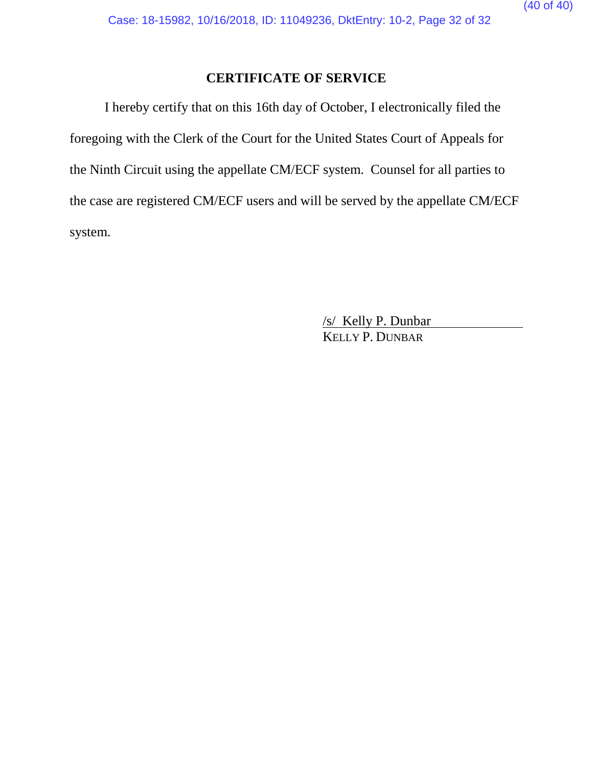## CERTIFICATE OF SERVICE

I hereby certify that on this 16th day of October, I electronically filed the foregoing with the Clerk of the Court for the United States Court of Appeals for the Ninth Circuit using the appellate CM/ECF system. Counsel for all parties to the case are registered CM/ECF users and will be served by the appellate CM/ECF system.

/s/ Kelly P. Dunbar
KELLY P. DUNBAR